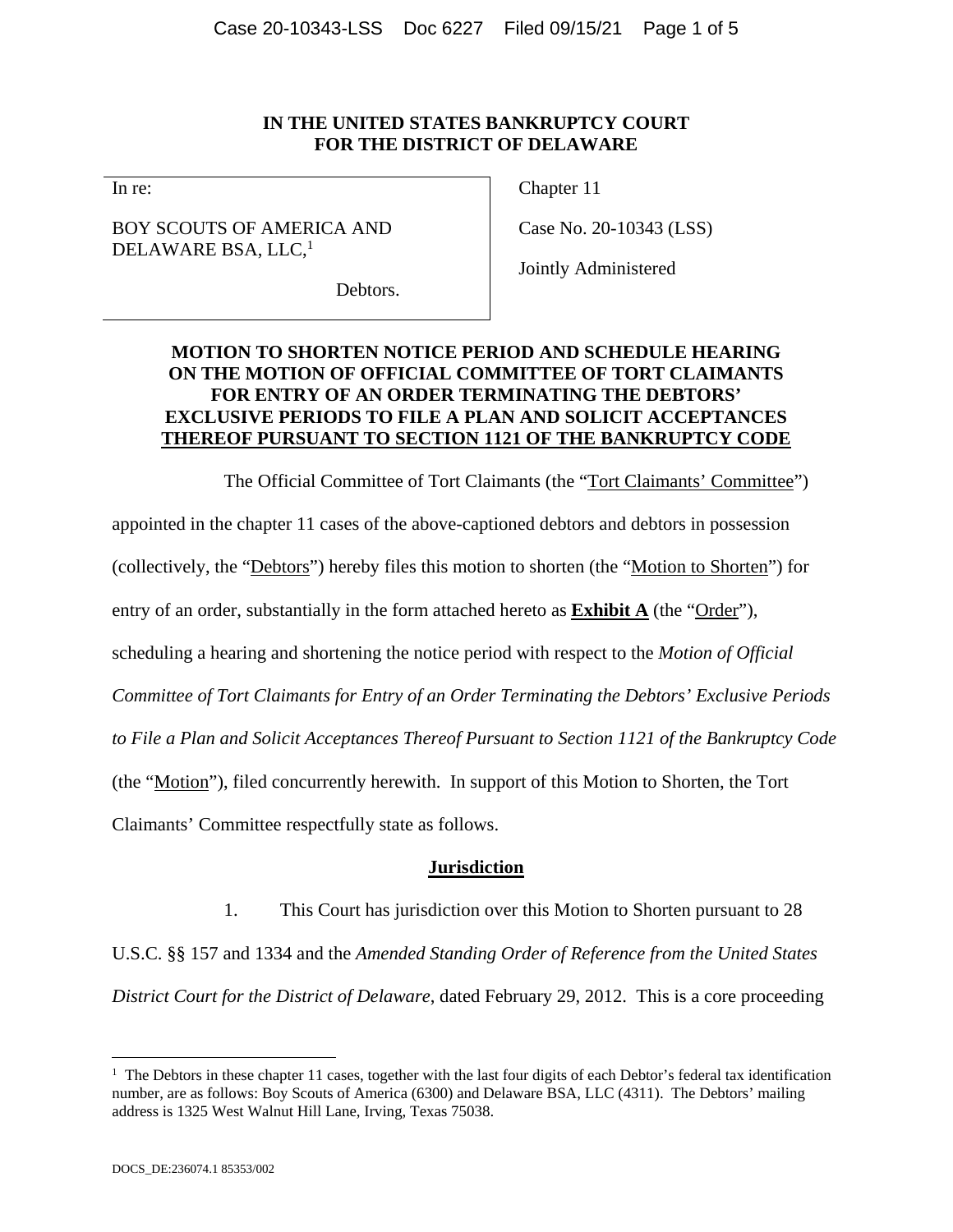**IN THE UNITED STATES BANKRUPTCY COURT**
**FOR THE DISTRICT OF DELAWARE**

| | |
|---|---|
| In re:<br><br>BOY SCOUTS OF AMERICA AND DELAWARE BSA, LLC,[1]<br><br>Debtors. | Chapter 11<br><br>Case No. 20-10343 (LSS)<br><br>Jointly Administered |

**MOTION TO SHORTEN NOTICE PERIOD AND SCHEDULE HEARING ON THE MOTION OF OFFICIAL COMMITTEE OF TORT CLAIMANTS FOR ENTRY OF AN ORDER TERMINATING THE DEBTORS' EXCLUSIVE PERIODS TO FILE A PLAN AND SOLICIT ACCEPTANCES THEREOF PURSUANT TO SECTION 1121 OF THE BANKRUPTCY CODE**

The Official Committee of Tort Claimants (the "Tort Claimants' Committee") appointed in the chapter 11 cases of the above-captioned debtors and debtors in possession (collectively, the "Debtors") hereby files this motion to shorten (the "Motion to Shorten") for entry of an order, substantially in the form attached hereto as **Exhibit A** (the "Order"), scheduling a hearing and shortening the notice period with respect to the *Motion of Official Committee of Tort Claimants for Entry of an Order Terminating the Debtors' Exclusive Periods to File a Plan and Solicit Acceptances Thereof Pursuant to Section 1121 of the Bankruptcy Code* (the "Motion"), filed concurrently herewith. In support of this Motion to Shorten, the Tort Claimants' Committee respectfully state as follows.

## Jurisdiction

1. This Court has jurisdiction over this Motion to Shorten pursuant to 28 U.S.C. §§ 157 and 1334 and the *Amended Standing Order of Reference from the United States District Court for the District of Delaware*, dated February 29, 2012. This is a core proceeding

---

[1] The Debtors in these chapter 11 cases, together with the last four digits of each Debtor's federal tax identification number, are as follows: Boy Scouts of America (6300) and Delaware BSA, LLC (4311). The Debtors' mailing address is 1325 West Walnut Hill Lane, Irving, Texas 75038.

DOCS_DE:236074.1 85353/002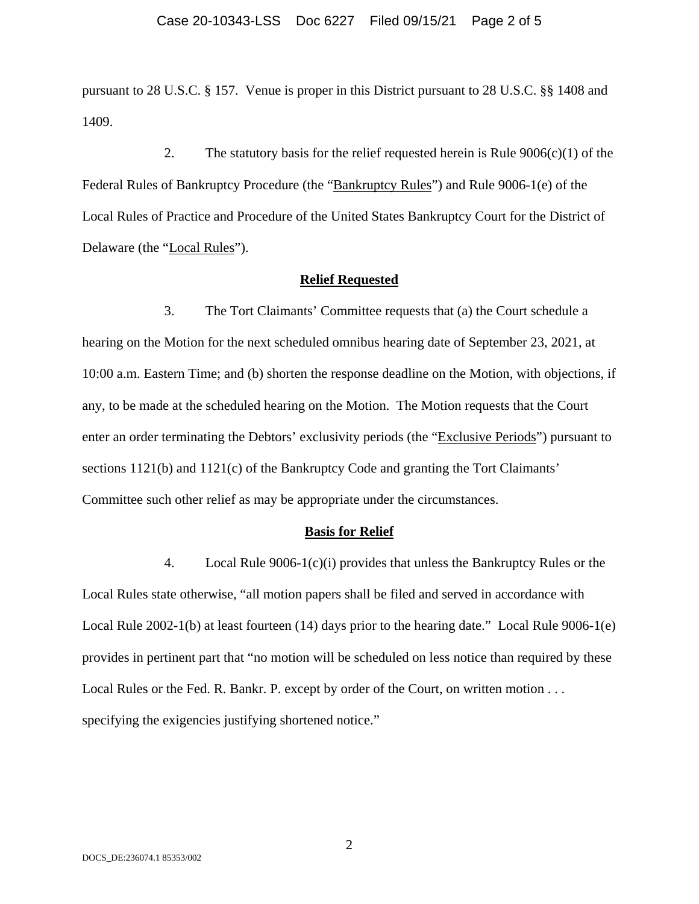pursuant to 28 U.S.C. § 157. Venue is proper in this District pursuant to 28 U.S.C. §§ 1408 and 1409.

2. The statutory basis for the relief requested herein is Rule 9006(c)(1) of the Federal Rules of Bankruptcy Procedure (the "Bankruptcy Rules") and Rule 9006-1(e) of the Local Rules of Practice and Procedure of the United States Bankruptcy Court for the District of Delaware (the "Local Rules").

## Relief Requested

3. The Tort Claimants' Committee requests that (a) the Court schedule a hearing on the Motion for the next scheduled omnibus hearing date of September 23, 2021, at 10:00 a.m. Eastern Time; and (b) shorten the response deadline on the Motion, with objections, if any, to be made at the scheduled hearing on the Motion. The Motion requests that the Court enter an order terminating the Debtors' exclusivity periods (the "Exclusive Periods") pursuant to sections 1121(b) and 1121(c) of the Bankruptcy Code and granting the Tort Claimants' Committee such other relief as may be appropriate under the circumstances.

## Basis for Relief

4. Local Rule 9006-1(c)(i) provides that unless the Bankruptcy Rules or the Local Rules state otherwise, "all motion papers shall be filed and served in accordance with Local Rule 2002-1(b) at least fourteen (14) days prior to the hearing date." Local Rule 9006-1(e) provides in pertinent part that "no motion will be scheduled on less notice than required by these Local Rules or the Fed. R. Bankr. P. except by order of the Court, on written motion . . . specifying the exigencies justifying shortened notice."

DOCS_DE:236074.1 85353/002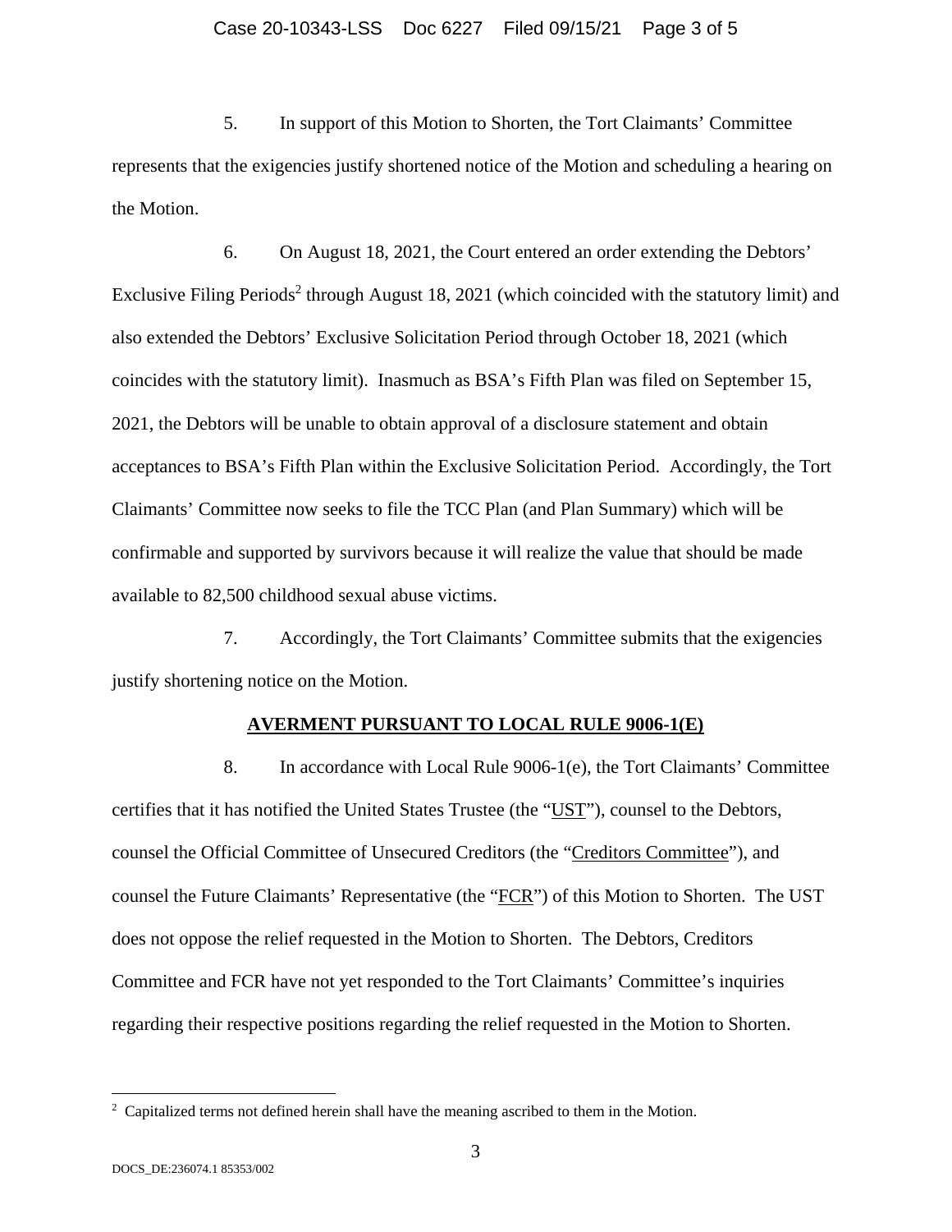5. In support of this Motion to Shorten, the Tort Claimants' Committee represents that the exigencies justify shortened notice of the Motion and scheduling a hearing on the Motion.

6. On August 18, 2021, the Court entered an order extending the Debtors' Exclusive Filing Periods[2] through August 18, 2021 (which coincided with the statutory limit) and also extended the Debtors' Exclusive Solicitation Period through October 18, 2021 (which coincides with the statutory limit). Inasmuch as BSA's Fifth Plan was filed on September 15, 2021, the Debtors will be unable to obtain approval of a disclosure statement and obtain acceptances to BSA's Fifth Plan within the Exclusive Solicitation Period. Accordingly, the Tort Claimants' Committee now seeks to file the TCC Plan (and Plan Summary) which will be confirmable and supported by survivors because it will realize the value that should be made available to 82,500 childhood sexual abuse victims.

7. Accordingly, the Tort Claimants' Committee submits that the exigencies justify shortening notice on the Motion.

## AVERMENT PURSUANT TO LOCAL RULE 9006-1(E)

8. In accordance with Local Rule 9006-1(e), the Tort Claimants' Committee certifies that it has notified the United States Trustee (the "UST"), counsel to the Debtors, counsel the Official Committee of Unsecured Creditors (the "Creditors Committee"), and counsel the Future Claimants' Representative (the "FCR") of this Motion to Shorten. The UST does not oppose the relief requested in the Motion to Shorten. The Debtors, Creditors Committee and FCR have not yet responded to the Tort Claimants' Committee's inquiries regarding their respective positions regarding the relief requested in the Motion to Shorten.

[2] Capitalized terms not defined herein shall have the meaning ascribed to them in the Motion.

DOCS_DE:236074.1 85353/002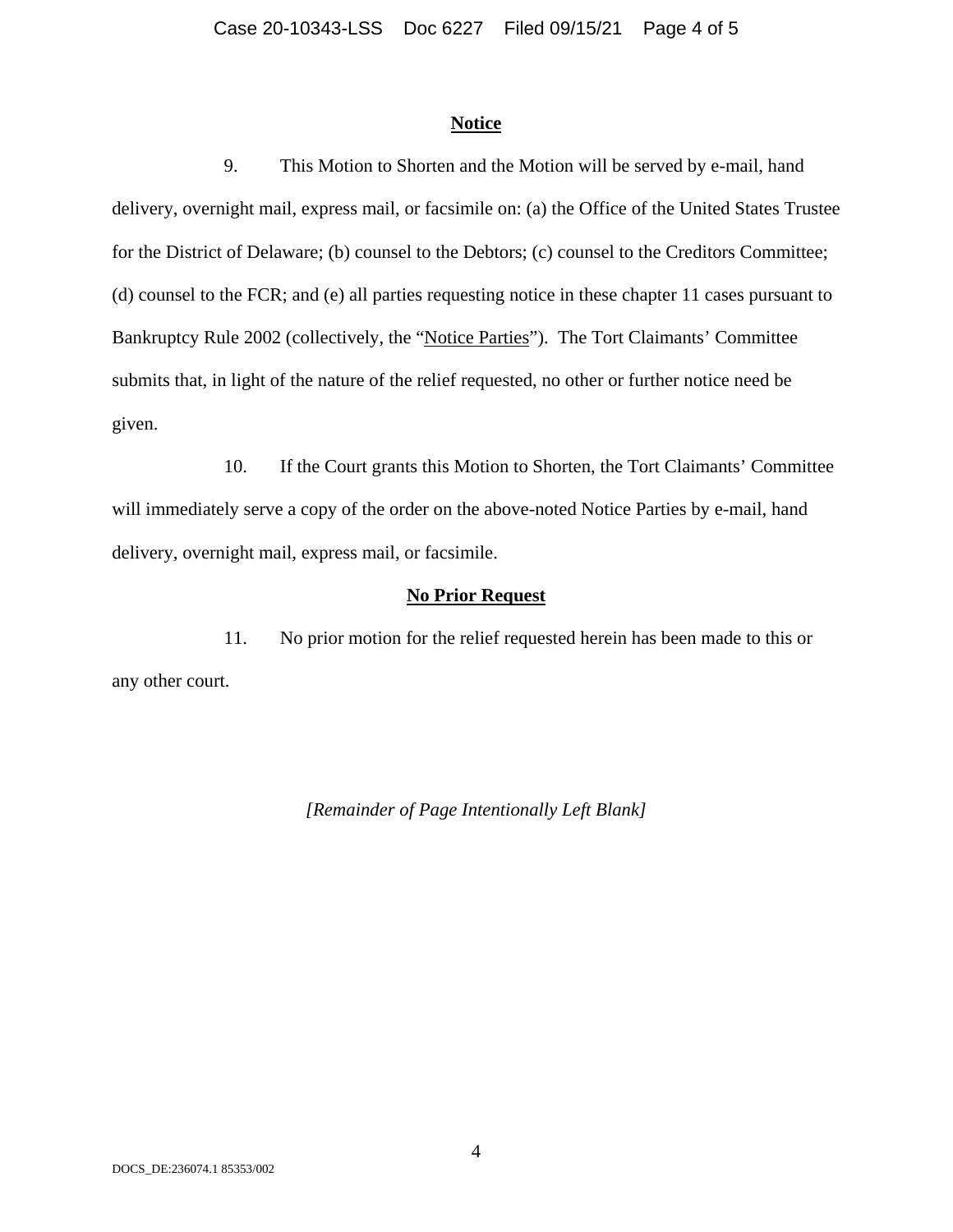## Notice

9. This Motion to Shorten and the Motion will be served by e-mail, hand delivery, overnight mail, express mail, or facsimile on: (a) the Office of the United States Trustee for the District of Delaware; (b) counsel to the Debtors; (c) counsel to the Creditors Committee; (d) counsel to the FCR; and (e) all parties requesting notice in these chapter 11 cases pursuant to Bankruptcy Rule 2002 (collectively, the "Notice Parties"). The Tort Claimants' Committee submits that, in light of the nature of the relief requested, no other or further notice need be given.

10. If the Court grants this Motion to Shorten, the Tort Claimants' Committee will immediately serve a copy of the order on the above-noted Notice Parties by e-mail, hand delivery, overnight mail, express mail, or facsimile.

## No Prior Request

11. No prior motion for the relief requested herein has been made to this or any other court.

*[Remainder of Page Intentionally Left Blank]*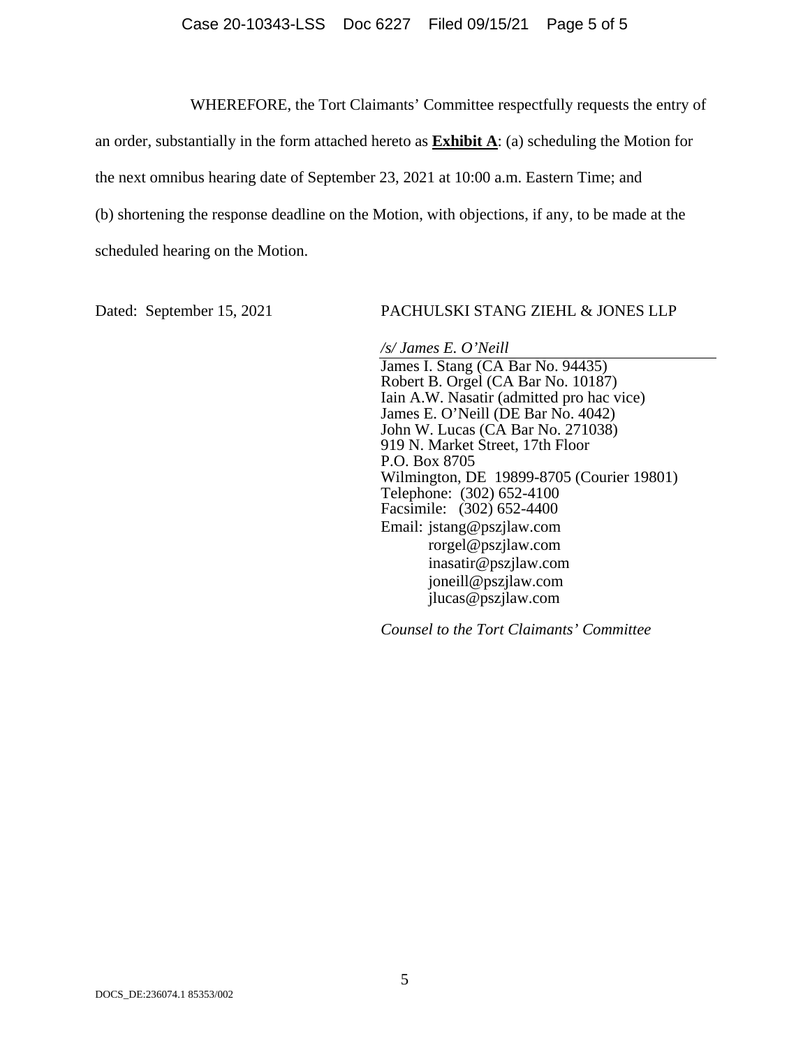WHEREFORE, the Tort Claimants' Committee respectfully requests the entry of an order, substantially in the form attached hereto as **Exhibit A**: (a) scheduling the Motion for the next omnibus hearing date of September 23, 2021 at 10:00 a.m. Eastern Time; and (b) shortening the response deadline on the Motion, with objections, if any, to be made at the scheduled hearing on the Motion.

Dated: September 15, 2021

PACHULSKI STANG ZIEHL & JONES LLP

*/s/ James E. O'Neill*
James I. Stang (CA Bar No. 94435)
Robert B. Orgel (CA Bar No. 10187)
Iain A.W. Nasatir (admitted pro hac vice)
James E. O'Neill (DE Bar No. 4042)
John W. Lucas (CA Bar No. 271038)
919 N. Market Street, 17th Floor
P.O. Box 8705
Wilmington, DE 19899-8705 (Courier 19801)
Telephone: (302) 652-4100
Facsimile: (302) 652-4400
Email: jstang@pszjlaw.com
rorgel@pszjlaw.com
inasatir@pszjlaw.com
joneill@pszjlaw.com
jlucas@pszjlaw.com

*Counsel to the Tort Claimants' Committee*

DOCS_DE:236074.1 85353/002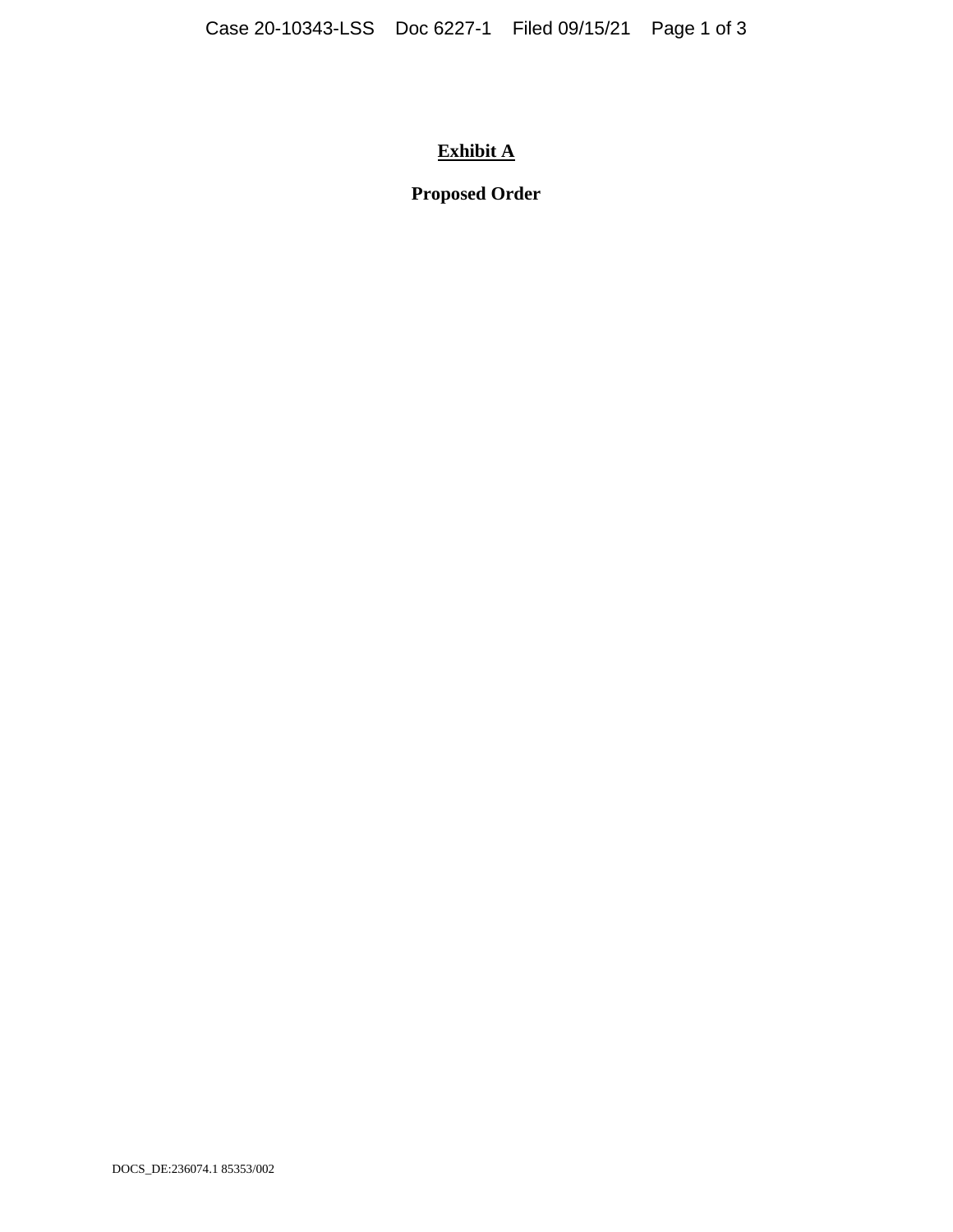**Exhibit A**

**Proposed Order**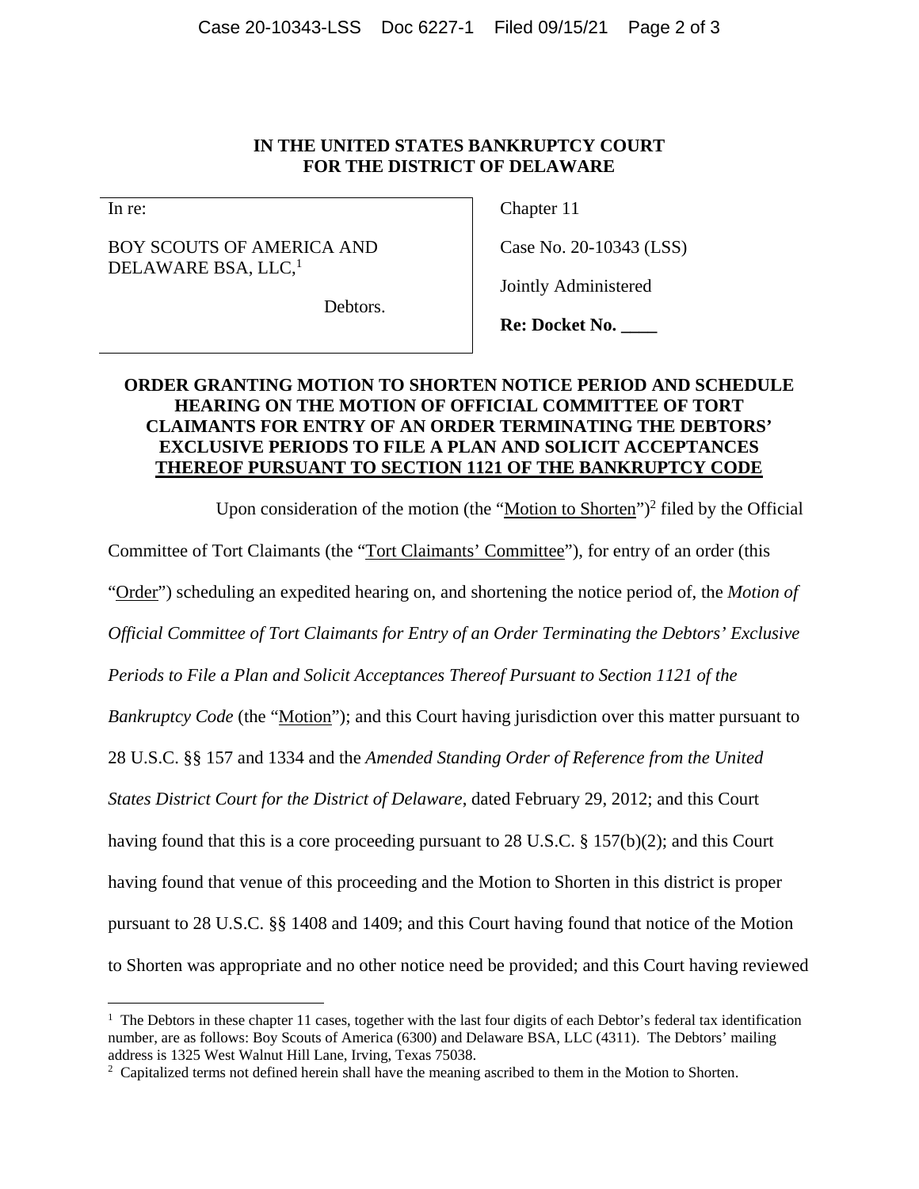**IN THE UNITED STATES BANKRUPTCY COURT**
**FOR THE DISTRICT OF DELAWARE**

| | |
|---|---|
| In re:<br><br>BOY SCOUTS OF AMERICA AND DELAWARE BSA, LLC,[1]<br><br>Debtors. | Chapter 11<br><br>Case No. 20-10343 (LSS)<br><br>Jointly Administered<br><br>**Re: Docket No. \_\_\_\_** |

**ORDER GRANTING MOTION TO SHORTEN NOTICE PERIOD AND SCHEDULE HEARING ON THE MOTION OF OFFICIAL COMMITTEE OF TORT CLAIMANTS FOR ENTRY OF AN ORDER TERMINATING THE DEBTORS' EXCLUSIVE PERIODS TO FILE A PLAN AND SOLICIT ACCEPTANCES THEREOF PURSUANT TO SECTION 1121 OF THE BANKRUPTCY CODE**

Upon consideration of the motion (the "Motion to Shorten")[2] filed by the Official Committee of Tort Claimants (the "Tort Claimants' Committee"), for entry of an order (this "Order") scheduling an expedited hearing on, and shortening the notice period of, the *Motion of Official Committee of Tort Claimants for Entry of an Order Terminating the Debtors' Exclusive Periods to File a Plan and Solicit Acceptances Thereof Pursuant to Section 1121 of the Bankruptcy Code* (the "Motion"); and this Court having jurisdiction over this matter pursuant to 28 U.S.C. §§ 157 and 1334 and the *Amended Standing Order of Reference from the United States District Court for the District of Delaware*, dated February 29, 2012; and this Court having found that this is a core proceeding pursuant to 28 U.S.C. § 157(b)(2); and this Court having found that venue of this proceeding and the Motion to Shorten in this district is proper pursuant to 28 U.S.C. §§ 1408 and 1409; and this Court having found that notice of the Motion to Shorten was appropriate and no other notice need be provided; and this Court having reviewed

---

[1] The Debtors in these chapter 11 cases, together with the last four digits of each Debtor's federal tax identification number, are as follows: Boy Scouts of America (6300) and Delaware BSA, LLC (4311). The Debtors' mailing address is 1325 West Walnut Hill Lane, Irving, Texas 75038.

[2] Capitalized terms not defined herein shall have the meaning ascribed to them in the Motion to Shorten.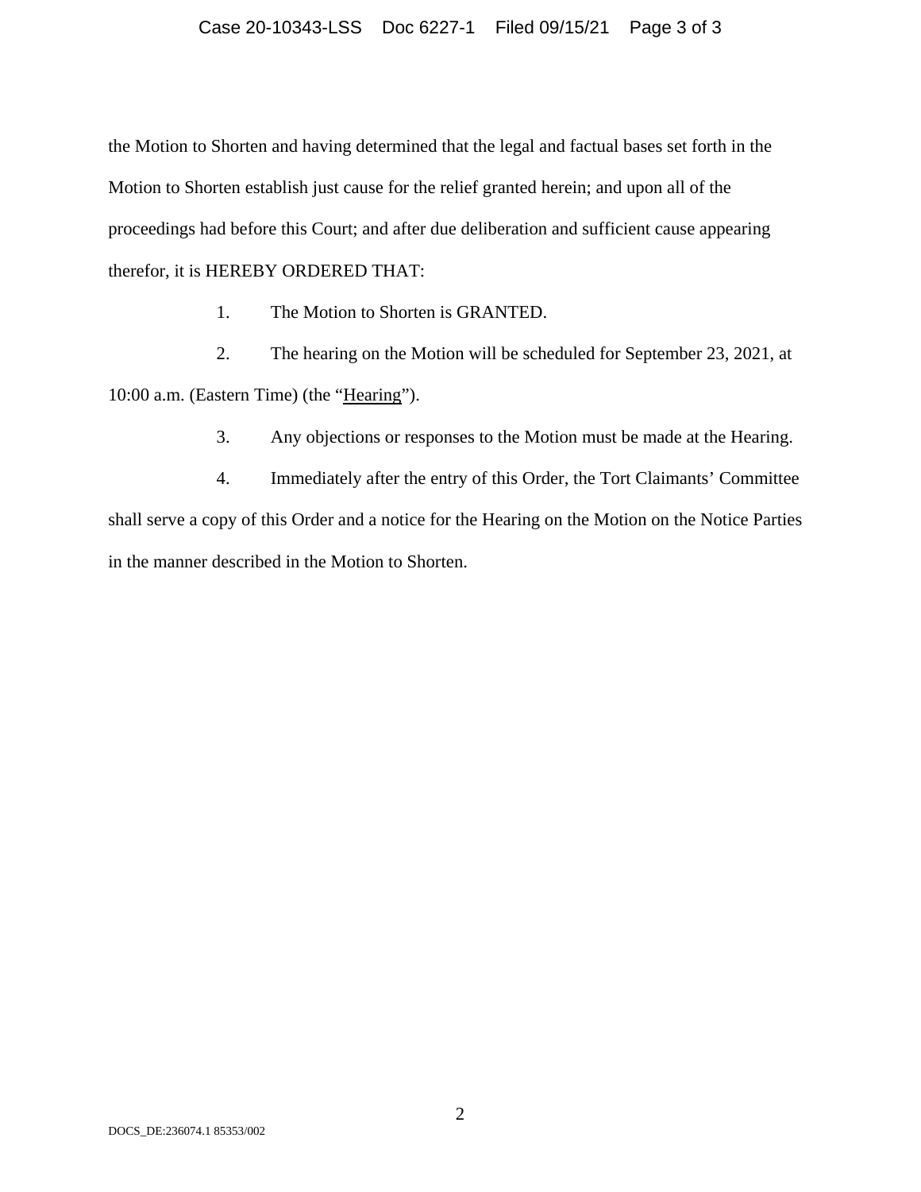the Motion to Shorten and having determined that the legal and factual bases set forth in the Motion to Shorten establish just cause for the relief granted herein; and upon all of the proceedings had before this Court; and after due deliberation and sufficient cause appearing therefor, it is HEREBY ORDERED THAT:

1. The Motion to Shorten is GRANTED.

2. The hearing on the Motion will be scheduled for September 23, 2021, at 10:00 a.m. (Eastern Time) (the "Hearing").

3. Any objections or responses to the Motion must be made at the Hearing.

4. Immediately after the entry of this Order, the Tort Claimants' Committee shall serve a copy of this Order and a notice for the Hearing on the Motion on the Notice Parties in the manner described in the Motion to Shorten.

DOCS_DE:236074.1 85353/002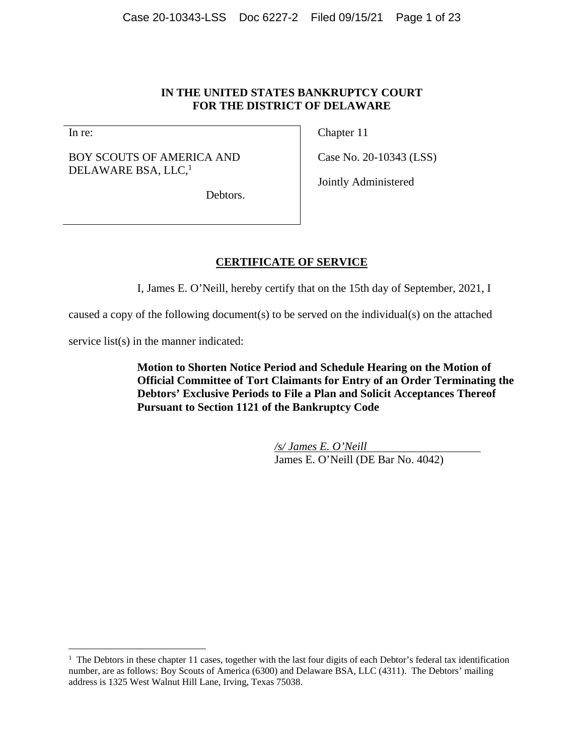**IN THE UNITED STATES BANKRUPTCY COURT**
**FOR THE DISTRICT OF DELAWARE**

| In re: | Chapter 11 |
| --- | --- |
| BOY SCOUTS OF AMERICA AND DELAWARE BSA, LLC,[1] | Case No. 20-10343 (LSS) |
| Debtors. | Jointly Administered |

## CERTIFICATE OF SERVICE

I, James E. O'Neill, hereby certify that on the 15th day of September, 2021, I caused a copy of the following document(s) to be served on the individual(s) on the attached service list(s) in the manner indicated:

> **Motion to Shorten Notice Period and Schedule Hearing on the Motion of Official Committee of Tort Claimants for Entry of an Order Terminating the Debtors' Exclusive Periods to File a Plan and Solicit Acceptances Thereof Pursuant to Section 1121 of the Bankruptcy Code**

*/s/ James E. O'Neill*
James E. O'Neill (DE Bar No. 4042)

---

[1] The Debtors in these chapter 11 cases, together with the last four digits of each Debtor's federal tax identification number, are as follows: Boy Scouts of America (6300) and Delaware BSA, LLC (4311). The Debtors' mailing address is 1325 West Walnut Hill Lane, Irving, Texas 75038.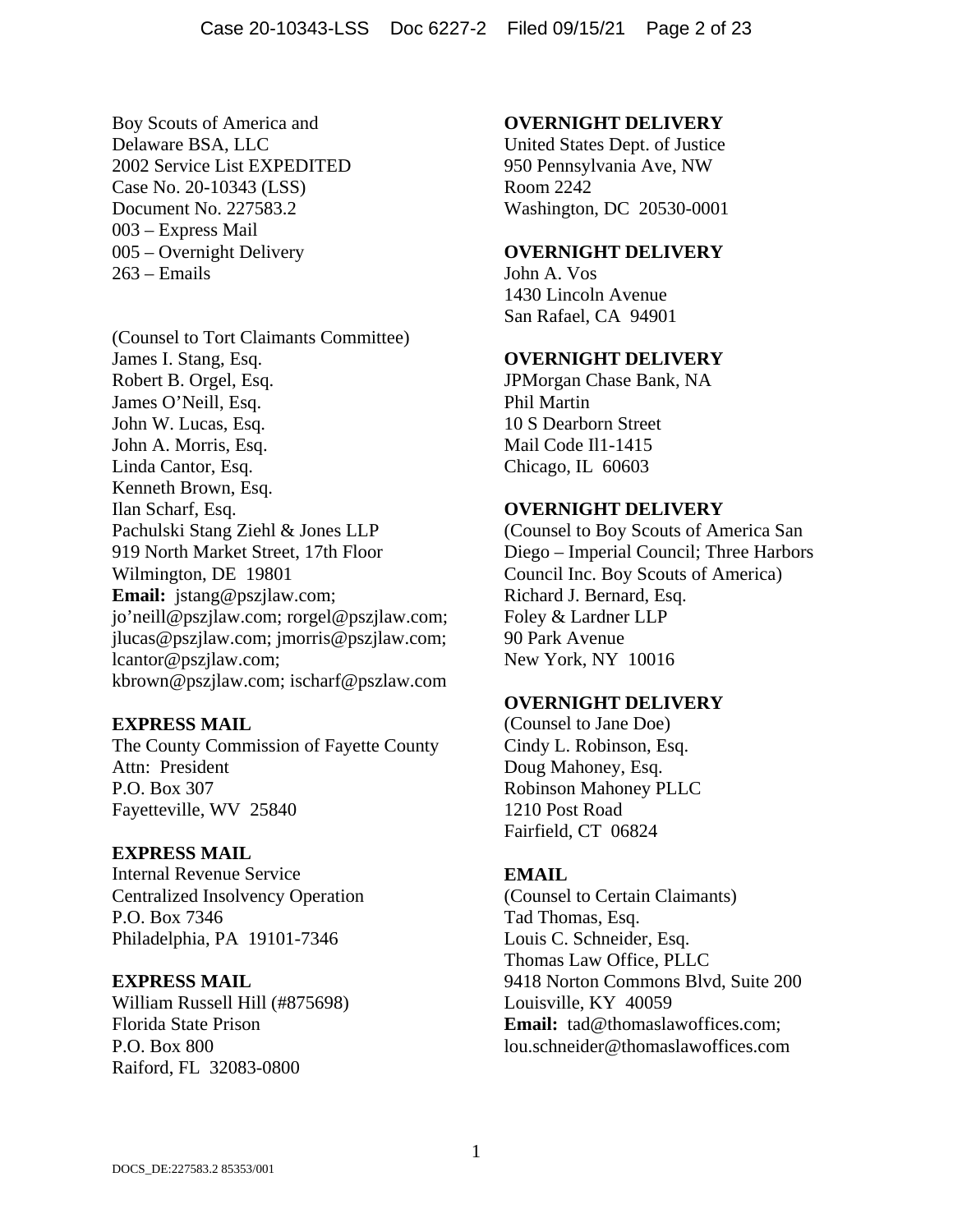Boy Scouts of America and
Delaware BSA, LLC
2002 Service List EXPEDITED
Case No. 20-10343 (LSS)
Document No. 227583.2
003 – Express Mail
005 – Overnight Delivery
263 – Emails

(Counsel to Tort Claimants Committee)
James I. Stang, Esq.
Robert B. Orgel, Esq.
James O'Neill, Esq.
John W. Lucas, Esq.
John A. Morris, Esq.
Linda Cantor, Esq.
Kenneth Brown, Esq.
Ilan Scharf, Esq.
Pachulski Stang Ziehl & Jones LLP
919 North Market Street, 17th Floor
Wilmington, DE 19801
**Email:** jstang@pszjlaw.com; jo'neill@pszjlaw.com; rorgel@pszjlaw.com; jlucas@pszjlaw.com; jmorris@pszjlaw.com; lcantor@pszjlaw.com; kbrown@pszjlaw.com; ischarf@pszlaw.com

**EXPRESS MAIL**
The County Commission of Fayette County
Attn: President
P.O. Box 307
Fayetteville, WV 25840

**EXPRESS MAIL**
Internal Revenue Service
Centralized Insolvency Operation
P.O. Box 7346
Philadelphia, PA 19101-7346

**EXPRESS MAIL**
William Russell Hill (#875698)
Florida State Prison
P.O. Box 800
Raiford, FL 32083-0800

**OVERNIGHT DELIVERY**
United States Dept. of Justice
950 Pennsylvania Ave, NW
Room 2242
Washington, DC 20530-0001

**OVERNIGHT DELIVERY**
John A. Vos
1430 Lincoln Avenue
San Rafael, CA 94901

**OVERNIGHT DELIVERY**
JPMorgan Chase Bank, NA
Phil Martin
10 S Dearborn Street
Mail Code Il1-1415
Chicago, IL 60603

**OVERNIGHT DELIVERY**
(Counsel to Boy Scouts of America San Diego – Imperial Council; Three Harbors Council Inc. Boy Scouts of America)
Richard J. Bernard, Esq.
Foley & Lardner LLP
90 Park Avenue
New York, NY 10016

**OVERNIGHT DELIVERY**
(Counsel to Jane Doe)
Cindy L. Robinson, Esq.
Doug Mahoney, Esq.
Robinson Mahoney PLLC
1210 Post Road
Fairfield, CT 06824

**EMAIL**
(Counsel to Certain Claimants)
Tad Thomas, Esq.
Louis C. Schneider, Esq.
Thomas Law Office, PLLC
9418 Norton Commons Blvd, Suite 200
Louisville, KY 40059
**Email:** tad@thomaslawoffices.com; lou.schneider@thomaslawoffices.com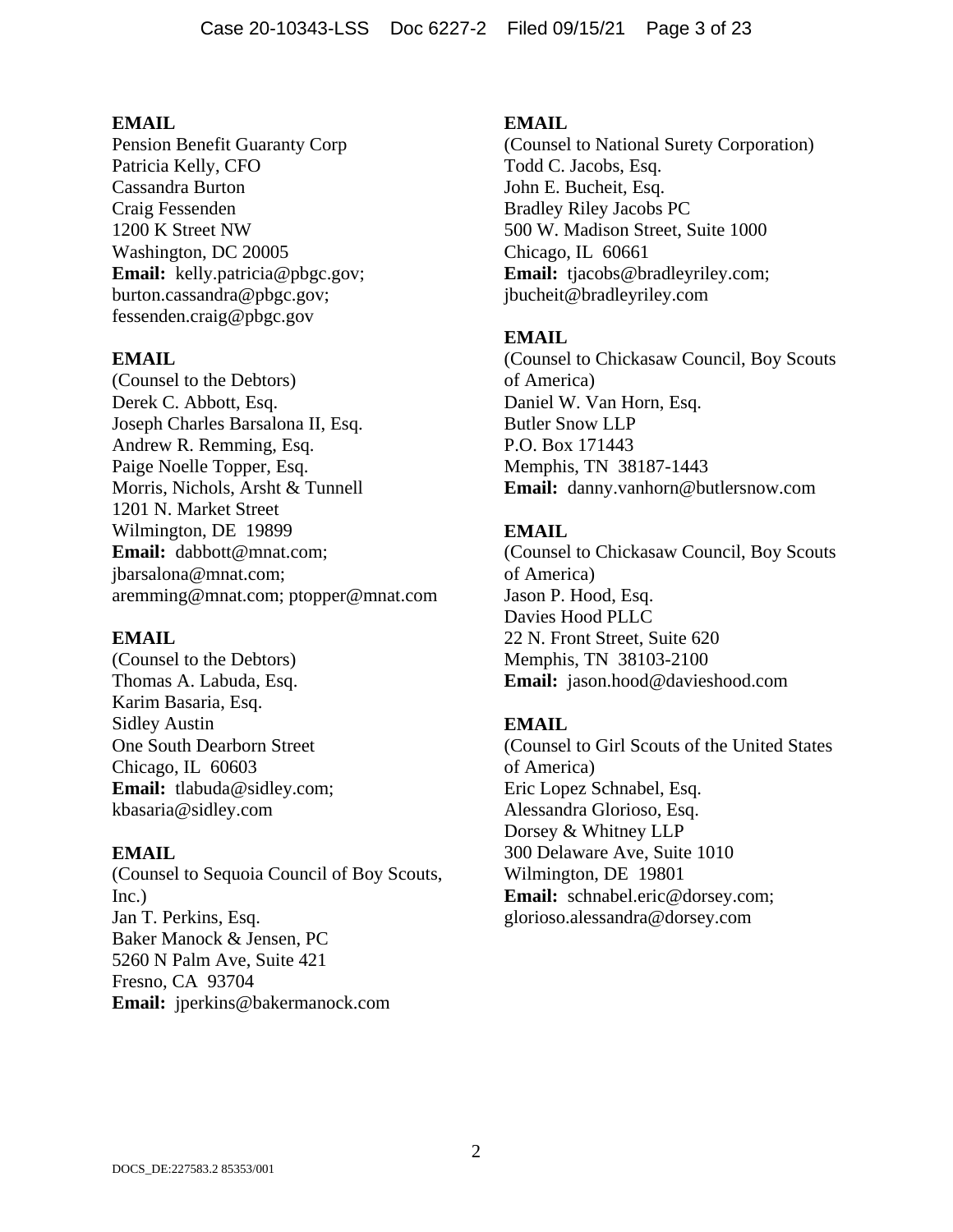**EMAIL**
Pension Benefit Guaranty Corp
Patricia Kelly, CFO
Cassandra Burton
Craig Fessenden
1200 K Street NW
Washington, DC 20005
**Email:** kelly.patricia@pbgc.gov; burton.cassandra@pbgc.gov; fessenden.craig@pbgc.gov

**EMAIL**
(Counsel to the Debtors)
Derek C. Abbott, Esq.
Joseph Charles Barsalona II, Esq.
Andrew R. Remming, Esq.
Paige Noelle Topper, Esq.
Morris, Nichols, Arsht & Tunnell
1201 N. Market Street
Wilmington, DE 19899
**Email:** dabbott@mnat.com; jbarsalona@mnat.com; aremming@mnat.com; ptopper@mnat.com

**EMAIL**
(Counsel to the Debtors)
Thomas A. Labuda, Esq.
Karim Basaria, Esq.
Sidley Austin
One South Dearborn Street
Chicago, IL 60603
**Email:** tlabuda@sidley.com; kbasaria@sidley.com

**EMAIL**
(Counsel to Sequoia Council of Boy Scouts, Inc.)
Jan T. Perkins, Esq.
Baker Manock & Jensen, PC
5260 N Palm Ave, Suite 421
Fresno, CA 93704
**Email:** jperkins@bakermanock.com

**EMAIL**
(Counsel to National Surety Corporation)
Todd C. Jacobs, Esq.
John E. Bucheit, Esq.
Bradley Riley Jacobs PC
500 W. Madison Street, Suite 1000
Chicago, IL 60661
**Email:** tjacobs@bradleyriley.com; jbucheit@bradleyriley.com

**EMAIL**
(Counsel to Chickasaw Council, Boy Scouts of America)
Daniel W. Van Horn, Esq.
Butler Snow LLP
P.O. Box 171443
Memphis, TN 38187-1443
**Email:** danny.vanhorn@butlersnow.com

**EMAIL**
(Counsel to Chickasaw Council, Boy Scouts of America)
Jason P. Hood, Esq.
Davies Hood PLLC
22 N. Front Street, Suite 620
Memphis, TN 38103-2100
**Email:** jason.hood@davieshood.com

**EMAIL**
(Counsel to Girl Scouts of the United States of America)
Eric Lopez Schnabel, Esq.
Alessandra Glorioso, Esq.
Dorsey & Whitney LLP
300 Delaware Ave, Suite 1010
Wilmington, DE 19801
**Email:** schnabel.eric@dorsey.com; glorioso.alessandra@dorsey.com

DOCS_DE:227583.2 85353/001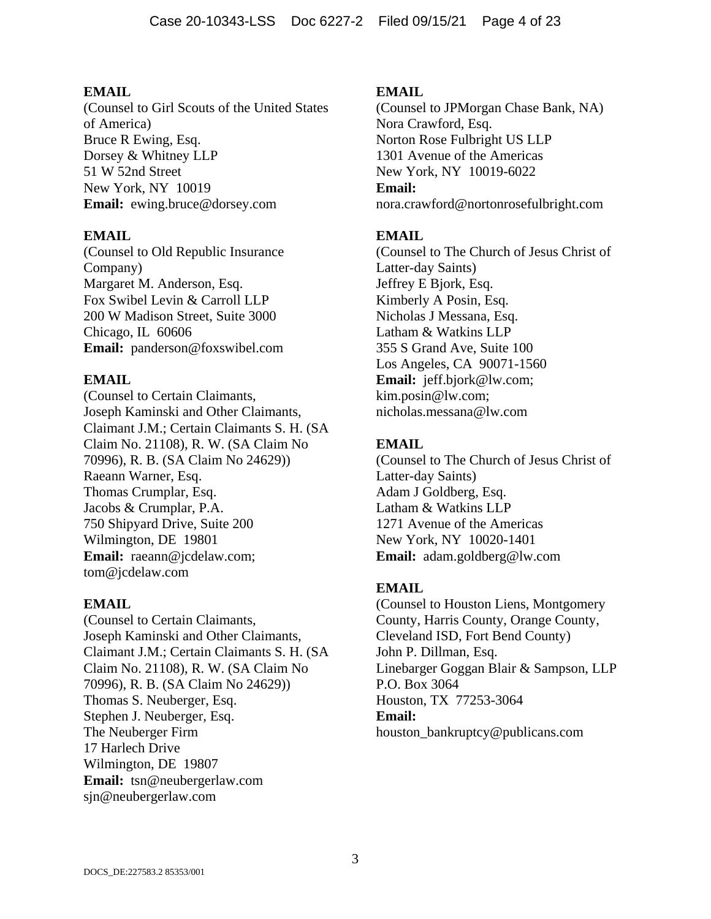**EMAIL**
(Counsel to Girl Scouts of the United States of America)
Bruce R Ewing, Esq.
Dorsey & Whitney LLP
51 W 52nd Street
New York, NY 10019
**Email:** ewing.bruce@dorsey.com

**EMAIL**
(Counsel to Old Republic Insurance Company)
Margaret M. Anderson, Esq.
Fox Swibel Levin & Carroll LLP
200 W Madison Street, Suite 3000
Chicago, IL 60606
**Email:** panderson@foxswibel.com

**EMAIL**
(Counsel to Certain Claimants, Joseph Kaminski and Other Claimants, Claimant J.M.; Certain Claimants S. H. (SA Claim No. 21108), R. W. (SA Claim No 70996), R. B. (SA Claim No 24629))
Raeann Warner, Esq.
Thomas Crumplar, Esq.
Jacobs & Crumplar, P.A.
750 Shipyard Drive, Suite 200
Wilmington, DE 19801
**Email:** raeann@jcdelaw.com; tom@jcdelaw.com

**EMAIL**
(Counsel to Certain Claimants, Joseph Kaminski and Other Claimants, Claimant J.M.; Certain Claimants S. H. (SA Claim No. 21108), R. W. (SA Claim No 70996), R. B. (SA Claim No 24629))
Thomas S. Neuberger, Esq.
Stephen J. Neuberger, Esq.
The Neuberger Firm
17 Harlech Drive
Wilmington, DE 19807
**Email:** tsn@neubergerlaw.com
sjn@neubergerlaw.com

**EMAIL**
(Counsel to JPMorgan Chase Bank, NA)
Nora Crawford, Esq.
Norton Rose Fulbright US LLP
1301 Avenue of the Americas
New York, NY 10019-6022
**Email:**
nora.crawford@nortonrosefulbright.com

**EMAIL**
(Counsel to The Church of Jesus Christ of Latter-day Saints)
Jeffrey E Bjork, Esq.
Kimberly A Posin, Esq.
Nicholas J Messana, Esq.
Latham & Watkins LLP
355 S Grand Ave, Suite 100
Los Angeles, CA 90071-1560
**Email:** jeff.bjork@lw.com; kim.posin@lw.com; nicholas.messana@lw.com

**EMAIL**
(Counsel to The Church of Jesus Christ of Latter-day Saints)
Adam J Goldberg, Esq.
Latham & Watkins LLP
1271 Avenue of the Americas
New York, NY 10020-1401
**Email:** adam.goldberg@lw.com

**EMAIL**
(Counsel to Houston Liens, Montgomery County, Harris County, Orange County, Cleveland ISD, Fort Bend County)
John P. Dillman, Esq.
Linebarger Goggan Blair & Sampson, LLP
P.O. Box 3064
Houston, TX 77253-3064
**Email:**
houston_bankruptcy@publicans.com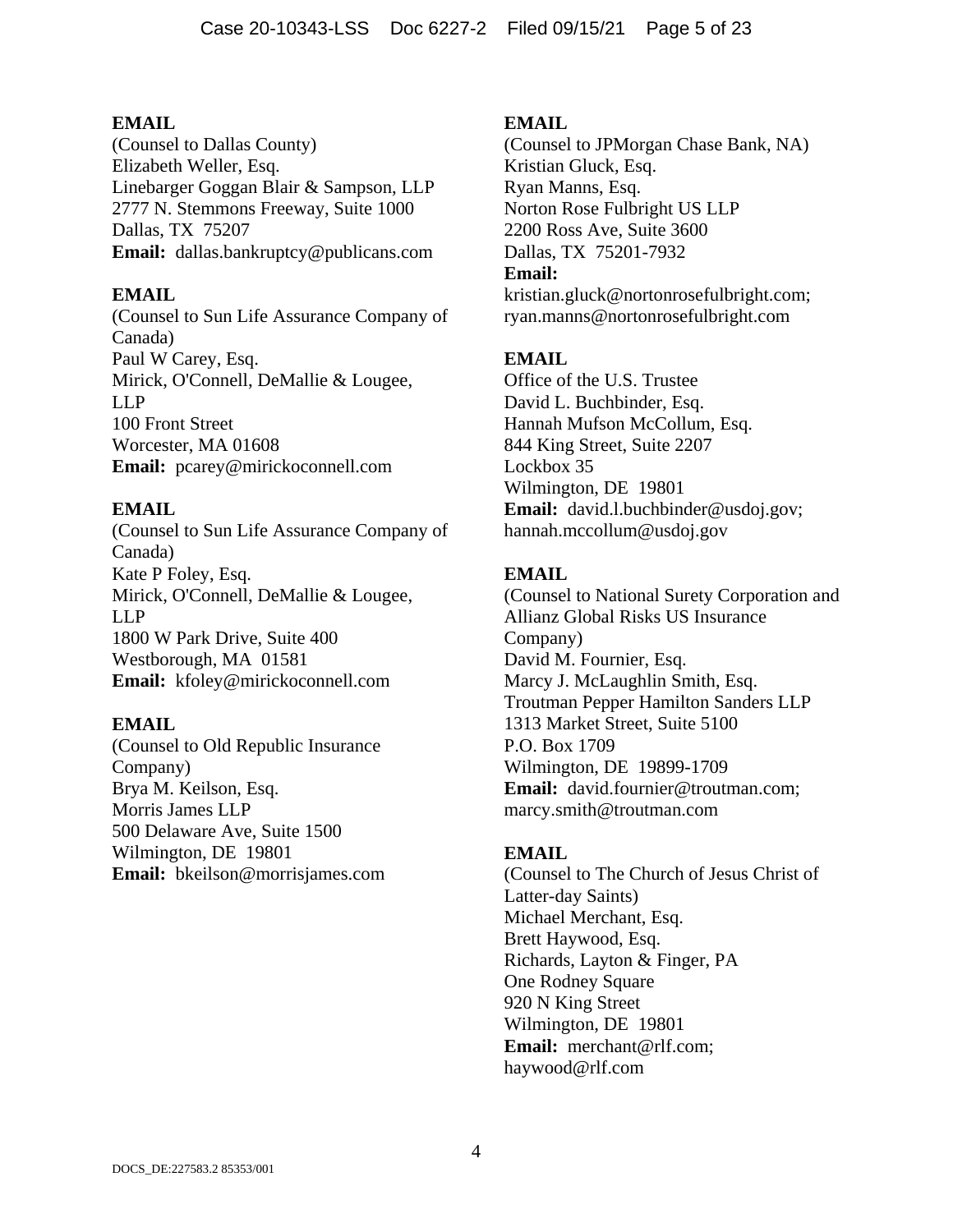**EMAIL**
(Counsel to Dallas County)
Elizabeth Weller, Esq.
Linebarger Goggan Blair & Sampson, LLP
2777 N. Stemmons Freeway, Suite 1000
Dallas, TX 75207
**Email:** dallas.bankruptcy@publicans.com

**EMAIL**
(Counsel to Sun Life Assurance Company of Canada)
Paul W Carey, Esq.
Mirick, O'Connell, DeMallie & Lougee, LLP
100 Front Street
Worcester, MA 01608
**Email:** pcarey@mirickoconnell.com

**EMAIL**
(Counsel to Sun Life Assurance Company of Canada)
Kate P Foley, Esq.
Mirick, O'Connell, DeMallie & Lougee, LLP
1800 W Park Drive, Suite 400
Westborough, MA 01581
**Email:** kfoley@mirickoconnell.com

**EMAIL**
(Counsel to Old Republic Insurance Company)
Brya M. Keilson, Esq.
Morris James LLP
500 Delaware Ave, Suite 1500
Wilmington, DE 19801
**Email:** bkeilson@morrisjames.com

**EMAIL**
(Counsel to JPMorgan Chase Bank, NA)
Kristian Gluck, Esq.
Ryan Manns, Esq.
Norton Rose Fulbright US LLP
2200 Ross Ave, Suite 3600
Dallas, TX 75201-7932
**Email:**
kristian.gluck@nortonrosefulbright.com;
ryan.manns@nortonrosefulbright.com

**EMAIL**
Office of the U.S. Trustee
David L. Buchbinder, Esq.
Hannah Mufson McCollum, Esq.
844 King Street, Suite 2207
Lockbox 35
Wilmington, DE 19801
**Email:** david.l.buchbinder@usdoj.gov;
hannah.mccollum@usdoj.gov

**EMAIL**
(Counsel to National Surety Corporation and Allianz Global Risks US Insurance Company)
David M. Fournier, Esq.
Marcy J. McLaughlin Smith, Esq.
Troutman Pepper Hamilton Sanders LLP
1313 Market Street, Suite 5100
P.O. Box 1709
Wilmington, DE 19899-1709
**Email:** david.fournier@troutman.com;
marcy.smith@troutman.com

**EMAIL**
(Counsel to The Church of Jesus Christ of Latter-day Saints)
Michael Merchant, Esq.
Brett Haywood, Esq.
Richards, Layton & Finger, PA
One Rodney Square
920 N King Street
Wilmington, DE 19801
**Email:** merchant@rlf.com;
haywood@rlf.com

DOCS_DE:227583.2 85353/001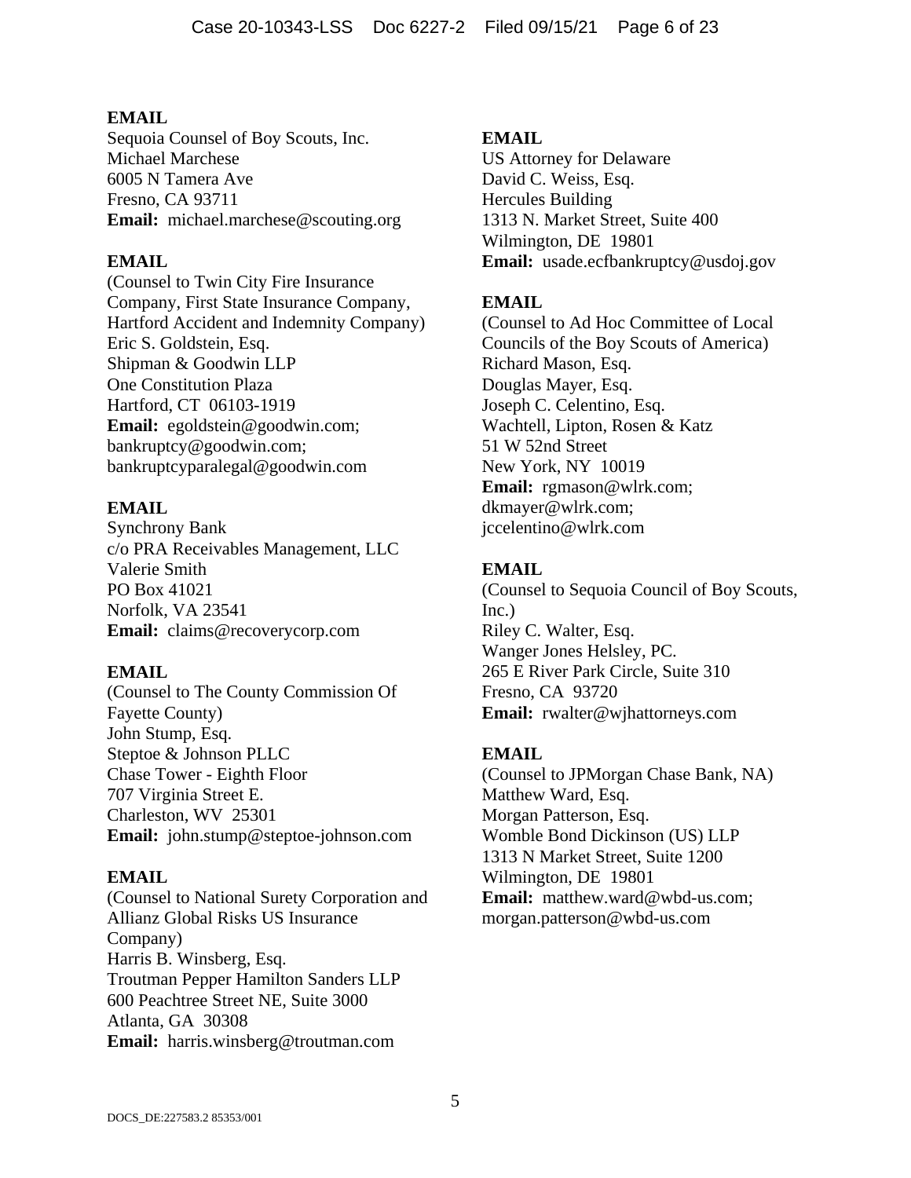**EMAIL**
Sequoia Counsel of Boy Scouts, Inc.
Michael Marchese
6005 N Tamera Ave
Fresno, CA 93711
**Email:** michael.marchese@scouting.org

**EMAIL**
(Counsel to Twin City Fire Insurance Company, First State Insurance Company, Hartford Accident and Indemnity Company)
Eric S. Goldstein, Esq.
Shipman & Goodwin LLP
One Constitution Plaza
Hartford, CT 06103-1919
**Email:** egoldstein@goodwin.com; bankruptcy@goodwin.com; bankruptcyparalegal@goodwin.com

**EMAIL**
Synchrony Bank
c/o PRA Receivables Management, LLC
Valerie Smith
PO Box 41021
Norfolk, VA 23541
**Email:** claims@recoverycorp.com

**EMAIL**
(Counsel to The County Commission Of Fayette County)
John Stump, Esq.
Steptoe & Johnson PLLC
Chase Tower - Eighth Floor
707 Virginia Street E.
Charleston, WV 25301
**Email:** john.stump@steptoe-johnson.com

**EMAIL**
(Counsel to National Surety Corporation and Allianz Global Risks US Insurance Company)
Harris B. Winsberg, Esq.
Troutman Pepper Hamilton Sanders LLP
600 Peachtree Street NE, Suite 3000
Atlanta, GA 30308
**Email:** harris.winsberg@troutman.com

**EMAIL**
US Attorney for Delaware
David C. Weiss, Esq.
Hercules Building
1313 N. Market Street, Suite 400
Wilmington, DE 19801
**Email:** usade.ecfbankruptcy@usdoj.gov

**EMAIL**
(Counsel to Ad Hoc Committee of Local Councils of the Boy Scouts of America)
Richard Mason, Esq.
Douglas Mayer, Esq.
Joseph C. Celentino, Esq.
Wachtell, Lipton, Rosen & Katz
51 W 52nd Street
New York, NY 10019
**Email:** rgmason@wlrk.com; dkmayer@wlrk.com; jccelentino@wlrk.com

**EMAIL**
(Counsel to Sequoia Council of Boy Scouts, Inc.)
Riley C. Walter, Esq.
Wanger Jones Helsley, PC.
265 E River Park Circle, Suite 310
Fresno, CA 93720
**Email:** rwalter@wjhattorneys.com

**EMAIL**
(Counsel to JPMorgan Chase Bank, NA)
Matthew Ward, Esq.
Morgan Patterson, Esq.
Womble Bond Dickinson (US) LLP
1313 N Market Street, Suite 1200
Wilmington, DE 19801
**Email:** matthew.ward@wbd-us.com; morgan.patterson@wbd-us.com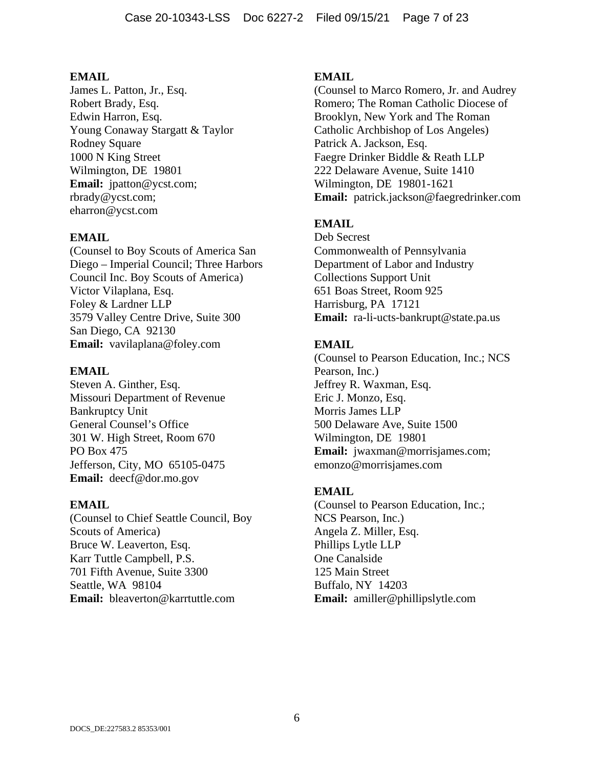**EMAIL**
James L. Patton, Jr., Esq.
Robert Brady, Esq.
Edwin Harron, Esq.
Young Conaway Stargatt & Taylor
Rodney Square
1000 N King Street
Wilmington, DE 19801
**Email:** jpatton@ycst.com; rbrady@ycst.com; eharron@ycst.com

**EMAIL**
(Counsel to Boy Scouts of America San Diego – Imperial Council; Three Harbors Council Inc. Boy Scouts of America)
Victor Vilaplana, Esq.
Foley & Lardner LLP
3579 Valley Centre Drive, Suite 300
San Diego, CA 92130
**Email:** vavilaplana@foley.com

**EMAIL**
Steven A. Ginther, Esq.
Missouri Department of Revenue
Bankruptcy Unit
General Counsel's Office
301 W. High Street, Room 670
PO Box 475
Jefferson, City, MO 65105-0475
**Email:** deecf@dor.mo.gov

**EMAIL**
(Counsel to Chief Seattle Council, Boy Scouts of America)
Bruce W. Leaverton, Esq.
Karr Tuttle Campbell, P.S.
701 Fifth Avenue, Suite 3300
Seattle, WA 98104
**Email:** bleaverton@karrtuttle.com

**EMAIL**
(Counsel to Marco Romero, Jr. and Audrey Romero; The Roman Catholic Diocese of Brooklyn, New York and The Roman Catholic Archbishop of Los Angeles)
Patrick A. Jackson, Esq.
Faegre Drinker Biddle & Reath LLP
222 Delaware Avenue, Suite 1410
Wilmington, DE 19801-1621
**Email:** patrick.jackson@faegredrinker.com

**EMAIL**
Deb Secrest
Commonwealth of Pennsylvania
Department of Labor and Industry
Collections Support Unit
651 Boas Street, Room 925
Harrisburg, PA 17121
**Email:** ra-li-ucts-bankrupt@state.pa.us

**EMAIL**
(Counsel to Pearson Education, Inc.; NCS Pearson, Inc.)
Jeffrey R. Waxman, Esq.
Eric J. Monzo, Esq.
Morris James LLP
500 Delaware Ave, Suite 1500
Wilmington, DE 19801
**Email:** jwaxman@morrisjames.com; emonzo@morrisjames.com

**EMAIL**
(Counsel to Pearson Education, Inc.; NCS Pearson, Inc.)
Angela Z. Miller, Esq.
Phillips Lytle LLP
One Canalside
125 Main Street
Buffalo, NY 14203
**Email:** amiller@phillipslytle.com

DOCS_DE:227583.2 85353/001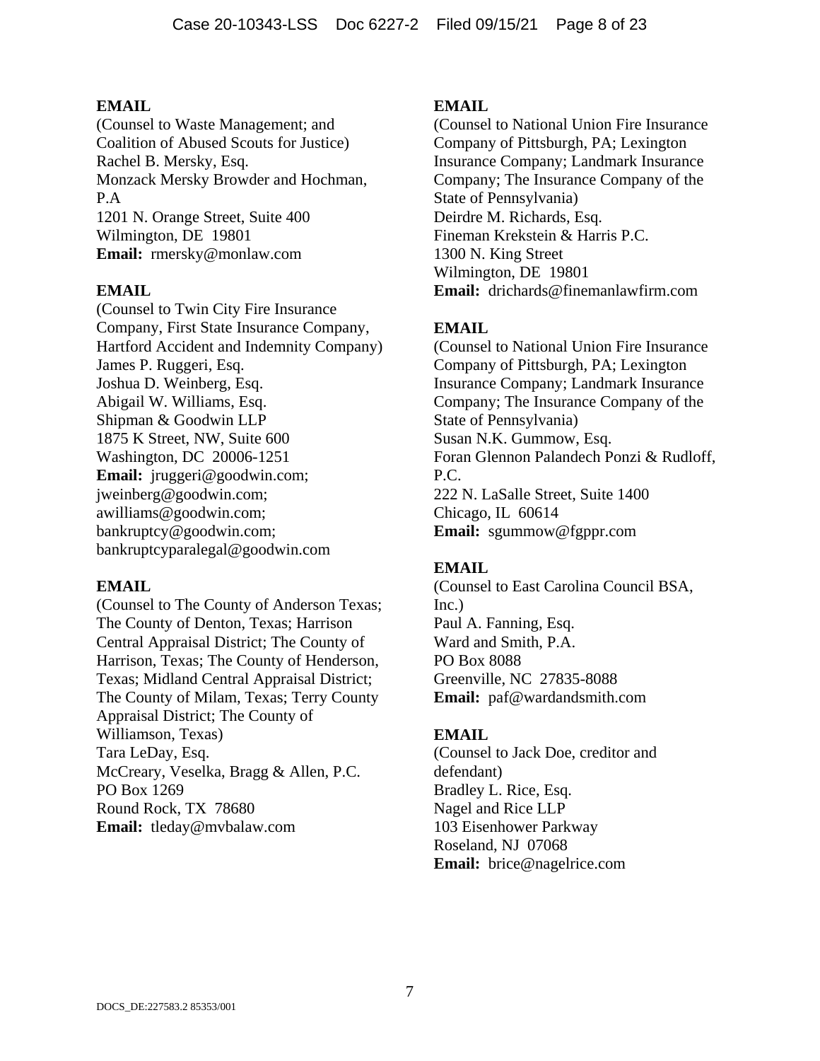**EMAIL**
(Counsel to Waste Management; and Coalition of Abused Scouts for Justice)
Rachel B. Mersky, Esq.
Monzack Mersky Browder and Hochman, P.A
1201 N. Orange Street, Suite 400
Wilmington, DE 19801
**Email:** rmersky@monlaw.com

**EMAIL**
(Counsel to Twin City Fire Insurance Company, First State Insurance Company, Hartford Accident and Indemnity Company)
James P. Ruggeri, Esq.
Joshua D. Weinberg, Esq.
Abigail W. Williams, Esq.
Shipman & Goodwin LLP
1875 K Street, NW, Suite 600
Washington, DC 20006-1251
**Email:** jruggeri@goodwin.com; jweinberg@goodwin.com; awilliams@goodwin.com; bankruptcy@goodwin.com; bankruptcyparalegal@goodwin.com

**EMAIL**
(Counsel to The County of Anderson Texas; The County of Denton, Texas; Harrison Central Appraisal District; The County of Harrison, Texas; The County of Henderson, Texas; Midland Central Appraisal District; The County of Milam, Texas; Terry County Appraisal District; The County of Williamson, Texas)
Tara LeDay, Esq.
McCreary, Veselka, Bragg & Allen, P.C.
PO Box 1269
Round Rock, TX 78680
**Email:** tleday@mvbalaw.com

**EMAIL**
(Counsel to National Union Fire Insurance Company of Pittsburgh, PA; Lexington Insurance Company; Landmark Insurance Company; The Insurance Company of the State of Pennsylvania)
Deirdre M. Richards, Esq.
Fineman Krekstein & Harris P.C.
1300 N. King Street
Wilmington, DE 19801
**Email:** drichards@finemanlawfirm.com

**EMAIL**
(Counsel to National Union Fire Insurance Company of Pittsburgh, PA; Lexington Insurance Company; Landmark Insurance Company; The Insurance Company of the State of Pennsylvania)
Susan N.K. Gummow, Esq.
Foran Glennon Palandech Ponzi & Rudloff, P.C.
222 N. LaSalle Street, Suite 1400
Chicago, IL 60614
**Email:** sgummow@fgppr.com

**EMAIL**
(Counsel to East Carolina Council BSA, Inc.)
Paul A. Fanning, Esq.
Ward and Smith, P.A.
PO Box 8088
Greenville, NC 27835-8088
**Email:** paf@wardandsmith.com

**EMAIL**
(Counsel to Jack Doe, creditor and defendant)
Bradley L. Rice, Esq.
Nagel and Rice LLP
103 Eisenhower Parkway
Roseland, NJ 07068
**Email:** brice@nagelrice.com

DOCS_DE:227583.2 85353/001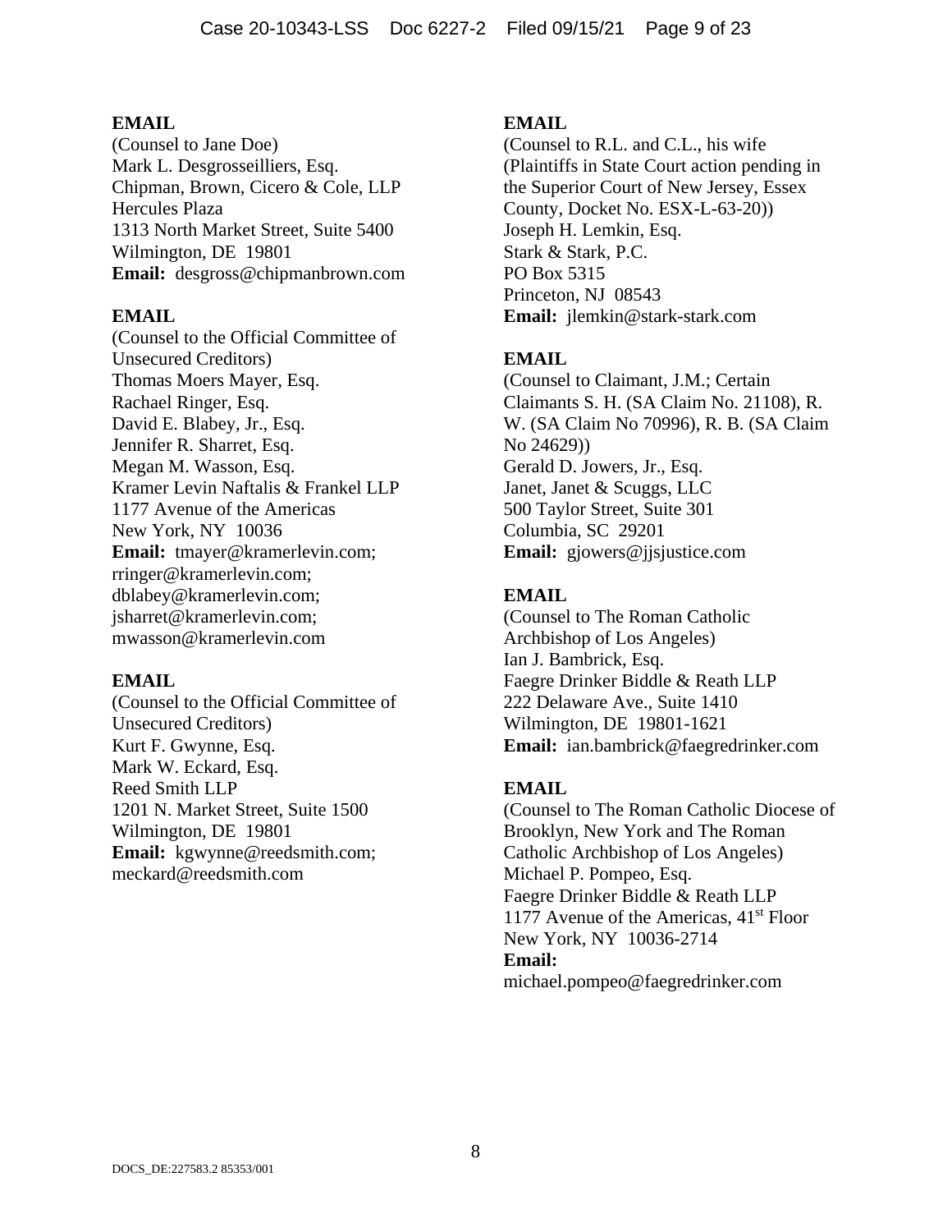**EMAIL**
(Counsel to Jane Doe)
Mark L. Desgrosseilliers, Esq.
Chipman, Brown, Cicero & Cole, LLP
Hercules Plaza
1313 North Market Street, Suite 5400
Wilmington, DE 19801
**Email:** desgross@chipmanbrown.com

**EMAIL**
(Counsel to the Official Committee of Unsecured Creditors)
Thomas Moers Mayer, Esq.
Rachael Ringer, Esq.
David E. Blabey, Jr., Esq.
Jennifer R. Sharret, Esq.
Megan M. Wasson, Esq.
Kramer Levin Naftalis & Frankel LLP
1177 Avenue of the Americas
New York, NY 10036
**Email:** tmayer@kramerlevin.com; rringer@kramerlevin.com; dblabey@kramerlevin.com; jsharret@kramerlevin.com; mwasson@kramerlevin.com

**EMAIL**
(Counsel to the Official Committee of Unsecured Creditors)
Kurt F. Gwynne, Esq.
Mark W. Eckard, Esq.
Reed Smith LLP
1201 N. Market Street, Suite 1500
Wilmington, DE 19801
**Email:** kgwynne@reedsmith.com; meckard@reedsmith.com

**EMAIL**
(Counsel to R.L. and C.L., his wife (Plaintiffs in State Court action pending in the Superior Court of New Jersey, Essex County, Docket No. ESX-L-63-20))
Joseph H. Lemkin, Esq.
Stark & Stark, P.C.
PO Box 5315
Princeton, NJ 08543
**Email:** jlemkin@stark-stark.com

**EMAIL**
(Counsel to Claimant, J.M.; Certain Claimants S. H. (SA Claim No. 21108), R. W. (SA Claim No 70996), R. B. (SA Claim No 24629))
Gerald D. Jowers, Jr., Esq.
Janet, Janet & Scuggs, LLC
500 Taylor Street, Suite 301
Columbia, SC 29201
**Email:** gjowers@jjsjustice.com

**EMAIL**
(Counsel to The Roman Catholic Archbishop of Los Angeles)
Ian J. Bambrick, Esq.
Faegre Drinker Biddle & Reath LLP
222 Delaware Ave., Suite 1410
Wilmington, DE 19801-1621
**Email:** ian.bambrick@faegredrinker.com

**EMAIL**
(Counsel to The Roman Catholic Diocese of Brooklyn, New York and The Roman Catholic Archbishop of Los Angeles)
Michael P. Pompeo, Esq.
Faegre Drinker Biddle & Reath LLP
1177 Avenue of the Americas, 41st Floor
New York, NY 10036-2714
**Email:** michael.pompeo@faegredrinker.com

DOCS_DE:227583.2 85353/001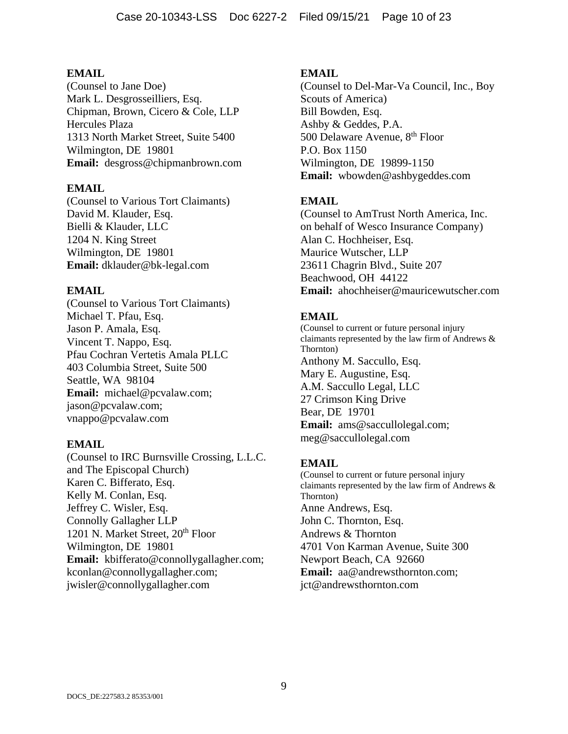**EMAIL**
(Counsel to Jane Doe)
Mark L. Desgrosseilliers, Esq.
Chipman, Brown, Cicero & Cole, LLP
Hercules Plaza
1313 North Market Street, Suite 5400
Wilmington, DE 19801
**Email:** desgross@chipmanbrown.com

**EMAIL**
(Counsel to Various Tort Claimants)
David M. Klauder, Esq.
Bielli & Klauder, LLC
1204 N. King Street
Wilmington, DE 19801
**Email:** dklauder@bk-legal.com

**EMAIL**
(Counsel to Various Tort Claimants)
Michael T. Pfau, Esq.
Jason P. Amala, Esq.
Vincent T. Nappo, Esq.
Pfau Cochran Vertetis Amala PLLC
403 Columbia Street, Suite 500
Seattle, WA 98104
**Email:** michael@pcvalaw.com; jason@pcvalaw.com; vnappo@pcvalaw.com

**EMAIL**
(Counsel to IRC Burnsville Crossing, L.L.C. and The Episcopal Church)
Karen C. Bifferato, Esq.
Kelly M. Conlan, Esq.
Jeffrey C. Wisler, Esq.
Connolly Gallagher LLP
1201 N. Market Street, 20th Floor
Wilmington, DE 19801
**Email:** kbifferato@connollygallagher.com; kconlan@connollygallagher.com; jwisler@connollygallagher.com

**EMAIL**
(Counsel to Del-Mar-Va Council, Inc., Boy Scouts of America)
Bill Bowden, Esq.
Ashby & Geddes, P.A.
500 Delaware Avenue, 8th Floor
P.O. Box 1150
Wilmington, DE 19899-1150
**Email:** wbowden@ashbygeddes.com

**EMAIL**
(Counsel to AmTrust North America, Inc. on behalf of Wesco Insurance Company)
Alan C. Hochheiser, Esq.
Maurice Wutscher, LLP
23611 Chagrin Blvd., Suite 207
Beachwood, OH 44122
**Email:** ahochheiser@mauricewutscher.com

**EMAIL**
(Counsel to current or future personal injury claimants represented by the law firm of Andrews & Thornton)
Anthony M. Saccullo, Esq.
Mary E. Augustine, Esq.
A.M. Saccullo Legal, LLC
27 Crimson King Drive
Bear, DE 19701
**Email:** ams@saccullolegal.com; meg@saccullolegal.com

**EMAIL**
(Counsel to current or future personal injury claimants represented by the law firm of Andrews & Thornton)
Anne Andrews, Esq.
John C. Thornton, Esq.
Andrews & Thornton
4701 Von Karman Avenue, Suite 300
Newport Beach, CA 92660
**Email:** aa@andrewsthornton.com; jct@andrewsthornton.com

DOCS_DE:227583.2 85353/001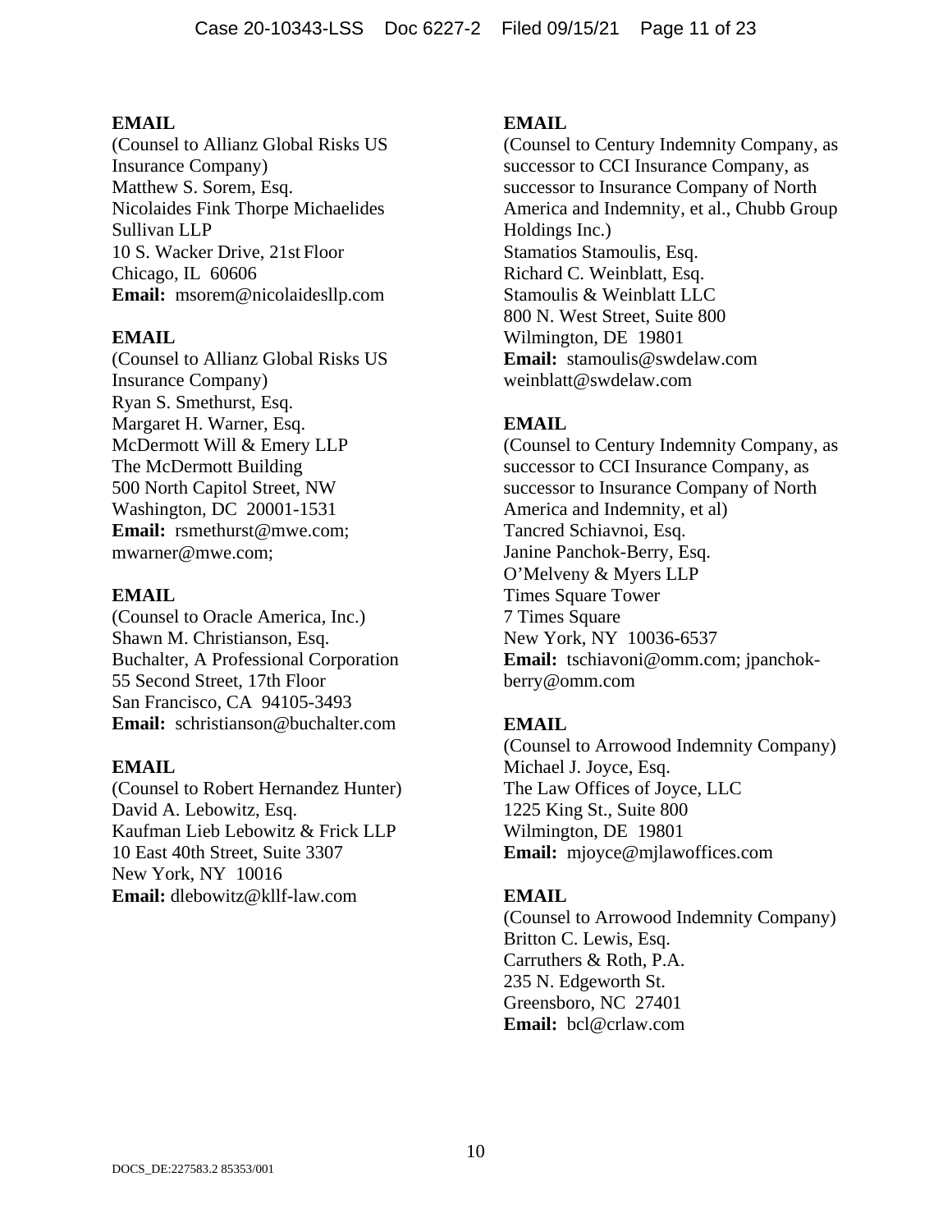**EMAIL**
(Counsel to Allianz Global Risks US Insurance Company)
Matthew S. Sorem, Esq.
Nicolaides Fink Thorpe Michaelides Sullivan LLP
10 S. Wacker Drive, 21st Floor
Chicago, IL 60606
**Email:** msorem@nicolaidesllp.com

**EMAIL**
(Counsel to Allianz Global Risks US Insurance Company)
Ryan S. Smethurst, Esq.
Margaret H. Warner, Esq.
McDermott Will & Emery LLP
The McDermott Building
500 North Capitol Street, NW
Washington, DC 20001-1531
**Email:** rsmethurst@mwe.com; mwarner@mwe.com;

**EMAIL**
(Counsel to Oracle America, Inc.)
Shawn M. Christianson, Esq.
Buchalter, A Professional Corporation
55 Second Street, 17th Floor
San Francisco, CA 94105-3493
**Email:** schristianson@buchalter.com

**EMAIL**
(Counsel to Robert Hernandez Hunter)
David A. Lebowitz, Esq.
Kaufman Lieb Lebowitz & Frick LLP
10 East 40th Street, Suite 3307
New York, NY 10016
**Email:** dlebowitz@kllf-law.com

**EMAIL**
(Counsel to Century Indemnity Company, as successor to CCI Insurance Company, as successor to Insurance Company of North America and Indemnity, et al., Chubb Group Holdings Inc.)
Stamatios Stamoulis, Esq.
Richard C. Weinblatt, Esq.
Stamoulis & Weinblatt LLC
800 N. West Street, Suite 800
Wilmington, DE 19801
**Email:** stamoulis@swdelaw.com
weinblatt@swdelaw.com

**EMAIL**
(Counsel to Century Indemnity Company, as successor to CCI Insurance Company, as successor to Insurance Company of North America and Indemnity, et al)
Tancred Schiavnoi, Esq.
Janine Panchok-Berry, Esq.
O'Melveny & Myers LLP
Times Square Tower
7 Times Square
New York, NY 10036-6537
**Email:** tschiavoni@omm.com; jpanchok-berry@omm.com

**EMAIL**
(Counsel to Arrowood Indemnity Company)
Michael J. Joyce, Esq.
The Law Offices of Joyce, LLC
1225 King St., Suite 800
Wilmington, DE 19801
**Email:** mjoyce@mjlawoffices.com

**EMAIL**
(Counsel to Arrowood Indemnity Company)
Britton C. Lewis, Esq.
Carruthers & Roth, P.A.
235 N. Edgeworth St.
Greensboro, NC 27401
**Email:** bcl@crlaw.com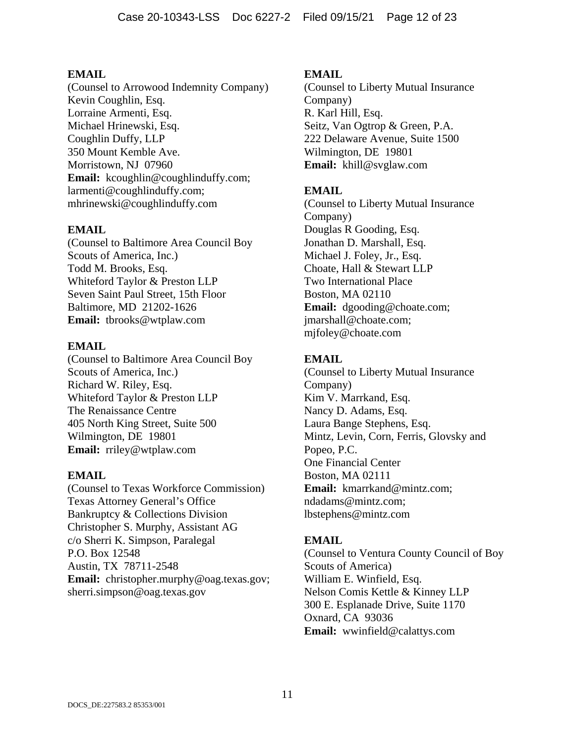**EMAIL**
(Counsel to Arrowood Indemnity Company)
Kevin Coughlin, Esq.
Lorraine Armenti, Esq.
Michael Hrinewski, Esq.
Coughlin Duffy, LLP
350 Mount Kemble Ave.
Morristown, NJ 07960
**Email:** kcoughlin@coughlinduffy.com; larmenti@coughlinduffy.com; mhrinewski@coughlinduffy.com

**EMAIL**
(Counsel to Baltimore Area Council Boy Scouts of America, Inc.)
Todd M. Brooks, Esq.
Whiteford Taylor & Preston LLP
Seven Saint Paul Street, 15th Floor
Baltimore, MD 21202-1626
**Email:** tbrooks@wtplaw.com

**EMAIL**
(Counsel to Baltimore Area Council Boy Scouts of America, Inc.)
Richard W. Riley, Esq.
Whiteford Taylor & Preston LLP
The Renaissance Centre
405 North King Street, Suite 500
Wilmington, DE 19801
**Email:** rriley@wtplaw.com

**EMAIL**
(Counsel to Texas Workforce Commission)
Texas Attorney General's Office
Bankruptcy & Collections Division
Christopher S. Murphy, Assistant AG
c/o Sherri K. Simpson, Paralegal
P.O. Box 12548
Austin, TX 78711-2548
**Email:** christopher.murphy@oag.texas.gov; sherri.simpson@oag.texas.gov

**EMAIL**
(Counsel to Liberty Mutual Insurance Company)
R. Karl Hill, Esq.
Seitz, Van Ogtrop & Green, P.A.
222 Delaware Avenue, Suite 1500
Wilmington, DE 19801
**Email:** khill@svglaw.com

**EMAIL**
(Counsel to Liberty Mutual Insurance Company)
Douglas R Gooding, Esq.
Jonathan D. Marshall, Esq.
Michael J. Foley, Jr., Esq.
Choate, Hall & Stewart LLP
Two International Place
Boston, MA 02110
**Email:** dgooding@choate.com; jmarshall@choate.com; mjfoley@choate.com

**EMAIL**
(Counsel to Liberty Mutual Insurance Company)
Kim V. Marrkand, Esq.
Nancy D. Adams, Esq.
Laura Bange Stephens, Esq.
Mintz, Levin, Corn, Ferris, Glovsky and Popeo, P.C.
One Financial Center
Boston, MA 02111
**Email:** kmarrkand@mintz.com; ndadams@mintz.com; lbstephens@mintz.com

**EMAIL**
(Counsel to Ventura County Council of Boy Scouts of America)
William E. Winfield, Esq.
Nelson Comis Kettle & Kinney LLP
300 E. Esplanade Drive, Suite 1170
Oxnard, CA 93036
**Email:** wwinfield@calattys.com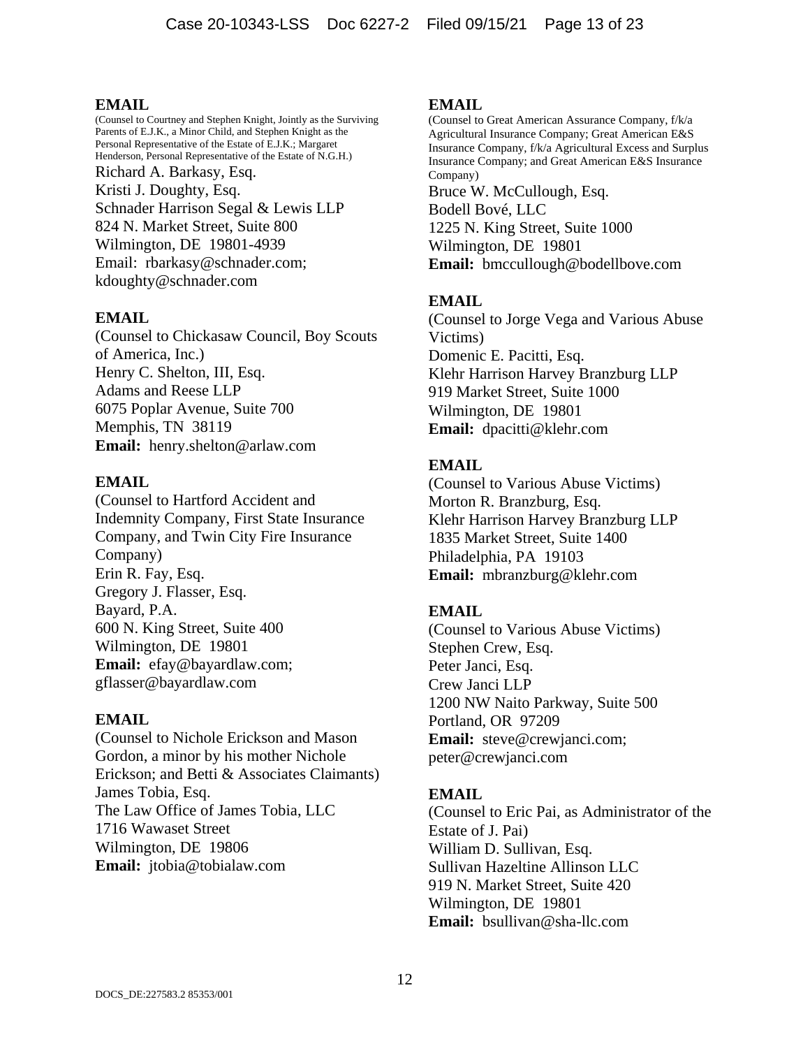**EMAIL**
(Counsel to Courtney and Stephen Knight, Jointly as the Surviving Parents of E.J.K., a Minor Child, and Stephen Knight as the Personal Representative of the Estate of E.J.K.; Margaret Henderson, Personal Representative of the Estate of N.G.H.)
Richard A. Barkasy, Esq.
Kristi J. Doughty, Esq.
Schnader Harrison Segal & Lewis LLP
824 N. Market Street, Suite 800
Wilmington, DE 19801-4939
Email: rbarkasy@schnader.com; kdoughty@schnader.com

**EMAIL**
(Counsel to Chickasaw Council, Boy Scouts of America, Inc.)
Henry C. Shelton, III, Esq.
Adams and Reese LLP
6075 Poplar Avenue, Suite 700
Memphis, TN 38119
**Email:** henry.shelton@arlaw.com

**EMAIL**
(Counsel to Hartford Accident and Indemnity Company, First State Insurance Company, and Twin City Fire Insurance Company)
Erin R. Fay, Esq.
Gregory J. Flasser, Esq.
Bayard, P.A.
600 N. King Street, Suite 400
Wilmington, DE 19801
**Email:** efay@bayardlaw.com; gflasser@bayardlaw.com

**EMAIL**
(Counsel to Nichole Erickson and Mason Gordon, a minor by his mother Nichole Erickson; and Betti & Associates Claimants)
James Tobia, Esq.
The Law Office of James Tobia, LLC
1716 Wawaset Street
Wilmington, DE 19806
**Email:** jtobia@tobialaw.com

**EMAIL**
(Counsel to Great American Assurance Company, f/k/a Agricultural Insurance Company; Great American E&S Insurance Company, f/k/a Agricultural Excess and Surplus Insurance Company; and Great American E&S Insurance Company)
Bruce W. McCullough, Esq.
Bodell Bové, LLC
1225 N. King Street, Suite 1000
Wilmington, DE 19801
**Email:** bmccullough@bodellbove.com

**EMAIL**
(Counsel to Jorge Vega and Various Abuse Victims)
Domenic E. Pacitti, Esq.
Klehr Harrison Harvey Branzburg LLP
919 Market Street, Suite 1000
Wilmington, DE 19801
**Email:** dpacitti@klehr.com

**EMAIL**
(Counsel to Various Abuse Victims)
Morton R. Branzburg, Esq.
Klehr Harrison Harvey Branzburg LLP
1835 Market Street, Suite 1400
Philadelphia, PA 19103
**Email:** mbranzburg@klehr.com

**EMAIL**
(Counsel to Various Abuse Victims)
Stephen Crew, Esq.
Peter Janci, Esq.
Crew Janci LLP
1200 NW Naito Parkway, Suite 500
Portland, OR 97209
**Email:** steve@crewjanci.com; peter@crewjanci.com

**EMAIL**
(Counsel to Eric Pai, as Administrator of the Estate of J. Pai)
William D. Sullivan, Esq.
Sullivan Hazeltine Allinson LLC
919 N. Market Street, Suite 420
Wilmington, DE 19801
**Email:** bsullivan@sha-llc.com

DOCS_DE:227583.2 85353/001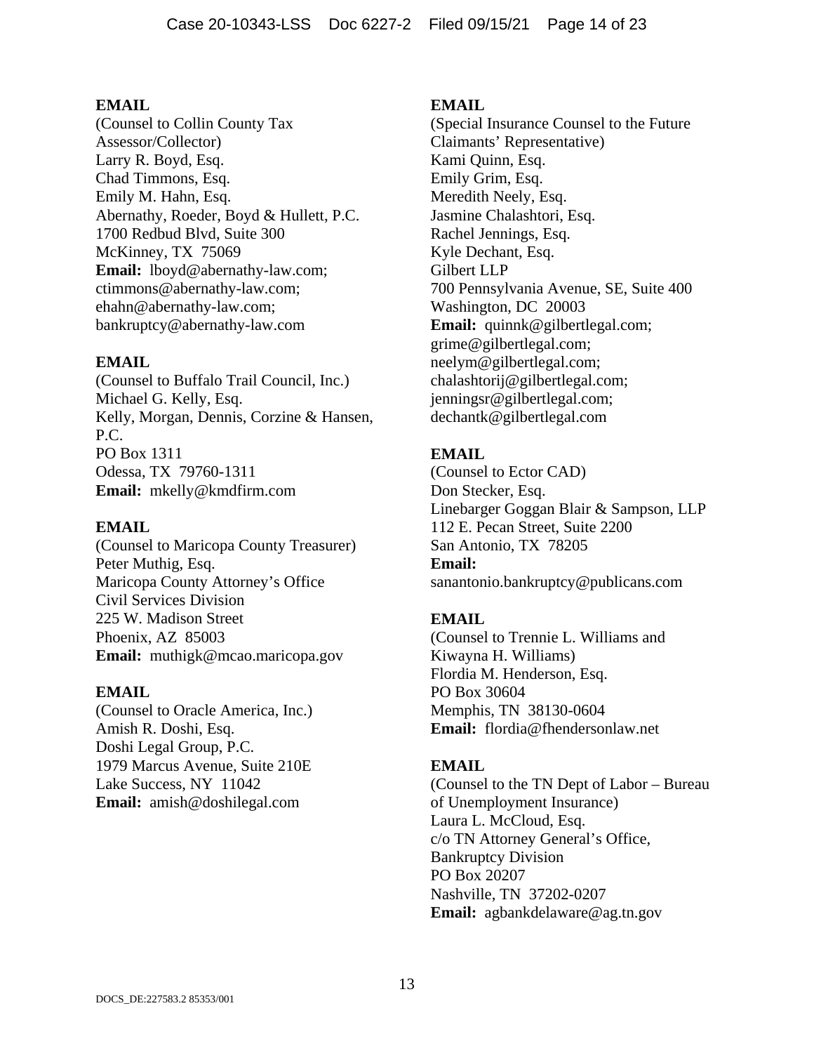**EMAIL**
(Counsel to Collin County Tax Assessor/Collector)
Larry R. Boyd, Esq.
Chad Timmons, Esq.
Emily M. Hahn, Esq.
Abernathy, Roeder, Boyd & Hullett, P.C.
1700 Redbud Blvd, Suite 300
McKinney, TX 75069
**Email:** lboyd@abernathy-law.com; ctimmons@abernathy-law.com; ehahn@abernathy-law.com; bankruptcy@abernathy-law.com

**EMAIL**
(Counsel to Buffalo Trail Council, Inc.)
Michael G. Kelly, Esq.
Kelly, Morgan, Dennis, Corzine & Hansen, P.C.
PO Box 1311
Odessa, TX 79760-1311
**Email:** mkelly@kmdfirm.com

**EMAIL**
(Counsel to Maricopa County Treasurer)
Peter Muthig, Esq.
Maricopa County Attorney's Office
Civil Services Division
225 W. Madison Street
Phoenix, AZ 85003
**Email:** muthigk@mcao.maricopa.gov

**EMAIL**
(Counsel to Oracle America, Inc.)
Amish R. Doshi, Esq.
Doshi Legal Group, P.C.
1979 Marcus Avenue, Suite 210E
Lake Success, NY 11042
**Email:** amish@doshilegal.com

**EMAIL**
(Special Insurance Counsel to the Future Claimants' Representative)
Kami Quinn, Esq.
Emily Grim, Esq.
Meredith Neely, Esq.
Jasmine Chalashtori, Esq.
Rachel Jennings, Esq.
Kyle Dechant, Esq.
Gilbert LLP
700 Pennsylvania Avenue, SE, Suite 400
Washington, DC 20003
**Email:** quinnk@gilbertlegal.com; grime@gilbertlegal.com; neelym@gilbertlegal.com; chalashtorij@gilbertlegal.com; jenningsr@gilbertlegal.com; dechantk@gilbertlegal.com

**EMAIL**
(Counsel to Ector CAD)
Don Stecker, Esq.
Linebarger Goggan Blair & Sampson, LLP
112 E. Pecan Street, Suite 2200
San Antonio, TX 78205
**Email:** sanantonio.bankruptcy@publicans.com

**EMAIL**
(Counsel to Trennie L. Williams and Kiwayna H. Williams)
Flordia M. Henderson, Esq.
PO Box 30604
Memphis, TN 38130-0604
**Email:** flordia@fhendersonlaw.net

**EMAIL**
(Counsel to the TN Dept of Labor – Bureau of Unemployment Insurance)
Laura L. McCloud, Esq.
c/o TN Attorney General's Office, Bankruptcy Division
PO Box 20207
Nashville, TN 37202-0207
**Email:** agbankdelaware@ag.tn.gov

DOCS_DE:227583.2 85353/001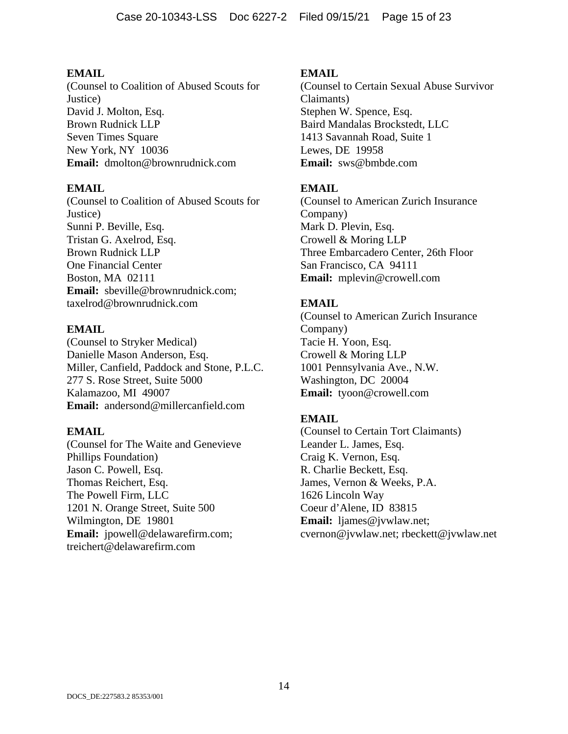**EMAIL**
(Counsel to Coalition of Abused Scouts for Justice)
David J. Molton, Esq.
Brown Rudnick LLP
Seven Times Square
New York, NY 10036
**Email:** dmolton@brownrudnick.com

**EMAIL**
(Counsel to Coalition of Abused Scouts for Justice)
Sunni P. Beville, Esq.
Tristan G. Axelrod, Esq.
Brown Rudnick LLP
One Financial Center
Boston, MA 02111
**Email:** sbeville@brownrudnick.com; taxelrod@brownrudnick.com

**EMAIL**
(Counsel to Stryker Medical)
Danielle Mason Anderson, Esq.
Miller, Canfield, Paddock and Stone, P.L.C.
277 S. Rose Street, Suite 5000
Kalamazoo, MI 49007
**Email:** andersond@millercanfield.com

**EMAIL**
(Counsel for The Waite and Genevieve Phillips Foundation)
Jason C. Powell, Esq.
Thomas Reichert, Esq.
The Powell Firm, LLC
1201 N. Orange Street, Suite 500
Wilmington, DE 19801
**Email:** jpowell@delawarefirm.com; treichert@delawarefirm.com

**EMAIL**
(Counsel to Certain Sexual Abuse Survivor Claimants)
Stephen W. Spence, Esq.
Baird Mandalas Brockstedt, LLC
1413 Savannah Road, Suite 1
Lewes, DE 19958
**Email:** sws@bmbde.com

**EMAIL**
(Counsel to American Zurich Insurance Company)
Mark D. Plevin, Esq.
Crowell & Moring LLP
Three Embarcadero Center, 26th Floor
San Francisco, CA 94111
**Email:** mplevin@crowell.com

**EMAIL**
(Counsel to American Zurich Insurance Company)
Tacie H. Yoon, Esq.
Crowell & Moring LLP
1001 Pennsylvania Ave., N.W.
Washington, DC 20004
**Email:** tyoon@crowell.com

**EMAIL**
(Counsel to Certain Tort Claimants)
Leander L. James, Esq.
Craig K. Vernon, Esq.
R. Charlie Beckett, Esq.
James, Vernon & Weeks, P.A.
1626 Lincoln Way
Coeur d'Alene, ID 83815
**Email:** ljames@jvwlaw.net; cvernon@jvwlaw.net; rbeckett@jvwlaw.net

DOCS_DE:227583.2 85353/001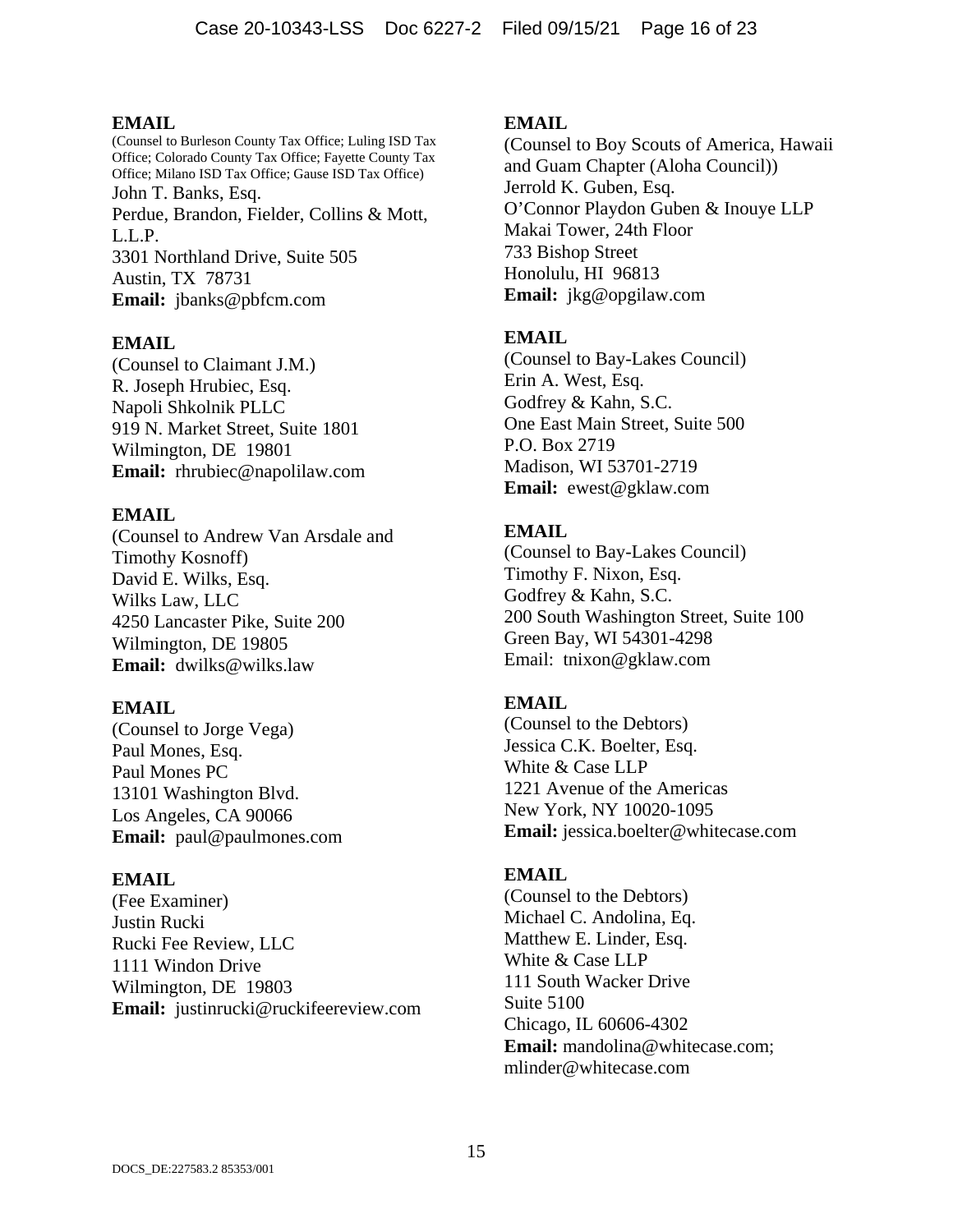**EMAIL**
(Counsel to Burleson County Tax Office; Luling ISD Tax Office; Colorado County Tax Office; Fayette County Tax Office; Milano ISD Tax Office; Gause ISD Tax Office)
John T. Banks, Esq.
Perdue, Brandon, Fielder, Collins & Mott, L.L.P.
3301 Northland Drive, Suite 505
Austin, TX 78731
**Email:** jbanks@pbfcm.com

**EMAIL**
(Counsel to Claimant J.M.)
R. Joseph Hrubiec, Esq.
Napoli Shkolnik PLLC
919 N. Market Street, Suite 1801
Wilmington, DE 19801
**Email:** rhrubiec@napolilaw.com

**EMAIL**
(Counsel to Andrew Van Arsdale and Timothy Kosnoff)
David E. Wilks, Esq.
Wilks Law, LLC
4250 Lancaster Pike, Suite 200
Wilmington, DE 19805
**Email:** dwilks@wilks.law

**EMAIL**
(Counsel to Jorge Vega)
Paul Mones, Esq.
Paul Mones PC
13101 Washington Blvd.
Los Angeles, CA 90066
**Email:** paul@paulmones.com

**EMAIL**
(Fee Examiner)
Justin Rucki
Rucki Fee Review, LLC
1111 Windon Drive
Wilmington, DE 19803
**Email:** justinrucki@ruckifeereview.com

**EMAIL**
(Counsel to Boy Scouts of America, Hawaii and Guam Chapter (Aloha Council))
Jerrold K. Guben, Esq.
O'Connor Playdon Guben & Inouye LLP
Makai Tower, 24th Floor
733 Bishop Street
Honolulu, HI 96813
**Email:** jkg@opgilaw.com

**EMAIL**
(Counsel to Bay-Lakes Council)
Erin A. West, Esq.
Godfrey & Kahn, S.C.
One East Main Street, Suite 500
P.O. Box 2719
Madison, WI 53701-2719
**Email:** ewest@gklaw.com

**EMAIL**
(Counsel to Bay-Lakes Council)
Timothy F. Nixon, Esq.
Godfrey & Kahn, S.C.
200 South Washington Street, Suite 100
Green Bay, WI 54301-4298
Email: tnixon@gklaw.com

**EMAIL**
(Counsel to the Debtors)
Jessica C.K. Boelter, Esq.
White & Case LLP
1221 Avenue of the Americas
New York, NY 10020-1095
**Email:** jessica.boelter@whitecase.com

**EMAIL**
(Counsel to the Debtors)
Michael C. Andolina, Eq.
Matthew E. Linder, Esq.
White & Case LLP
111 South Wacker Drive
Suite 5100
Chicago, IL 60606-4302
**Email:** mandolina@whitecase.com; mlinder@whitecase.com

DOCS_DE:227583.2 85353/001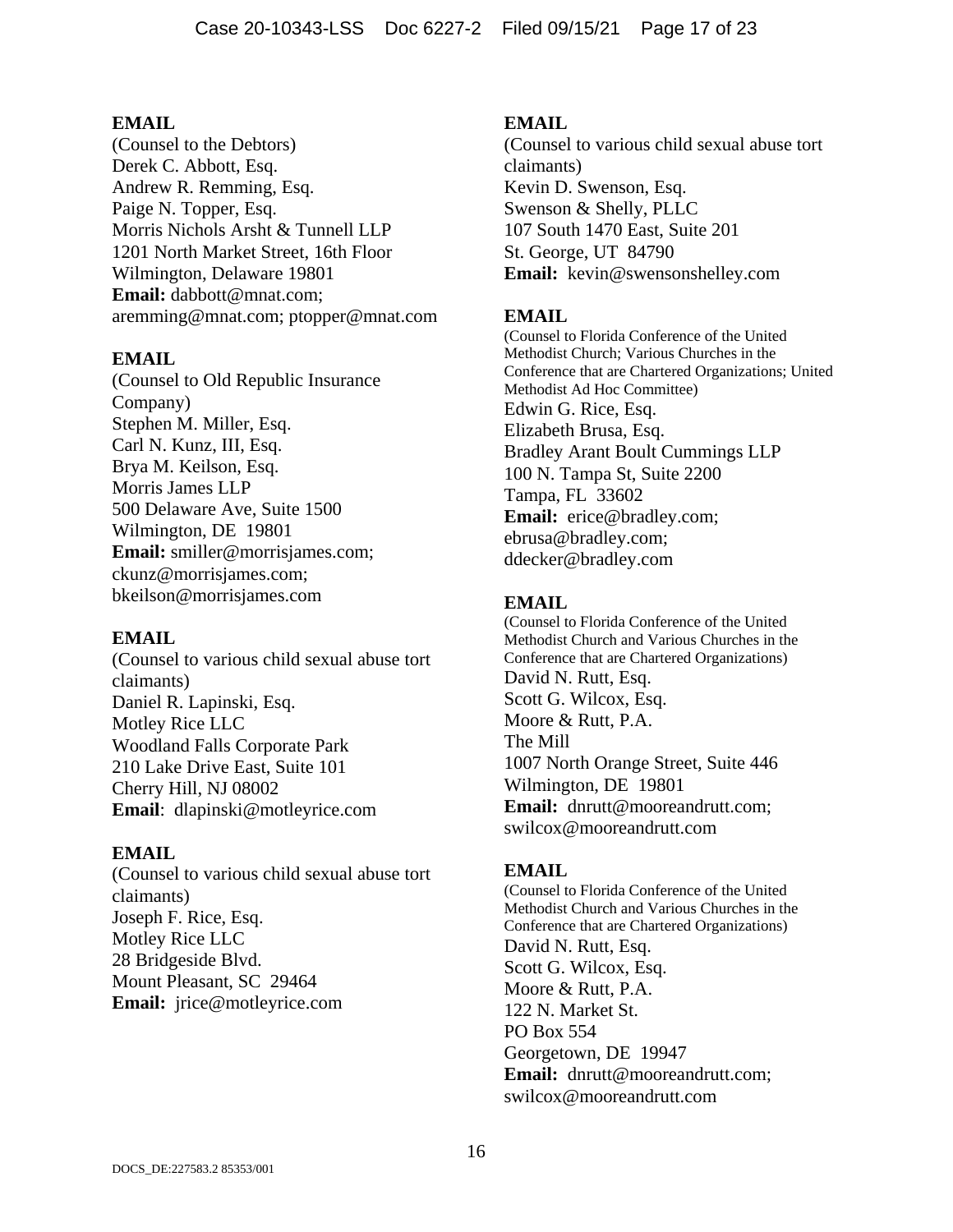**EMAIL**
(Counsel to the Debtors)
Derek C. Abbott, Esq.
Andrew R. Remming, Esq.
Paige N. Topper, Esq.
Morris Nichols Arsht & Tunnell LLP
1201 North Market Street, 16th Floor
Wilmington, Delaware 19801
**Email:** dabbott@mnat.com; aremming@mnat.com; ptopper@mnat.com

**EMAIL**
(Counsel to Old Republic Insurance Company)
Stephen M. Miller, Esq.
Carl N. Kunz, III, Esq.
Brya M. Keilson, Esq.
Morris James LLP
500 Delaware Ave, Suite 1500
Wilmington, DE 19801
**Email:** smiller@morrisjames.com; ckunz@morrisjames.com; bkeilson@morrisjames.com

**EMAIL**
(Counsel to various child sexual abuse tort claimants)
Daniel R. Lapinski, Esq.
Motley Rice LLC
Woodland Falls Corporate Park
210 Lake Drive East, Suite 101
Cherry Hill, NJ 08002
**Email**: dlapinski@motleyrice.com

**EMAIL**
(Counsel to various child sexual abuse tort claimants)
Joseph F. Rice, Esq.
Motley Rice LLC
28 Bridgeside Blvd.
Mount Pleasant, SC 29464
**Email:** jrice@motleyrice.com

**EMAIL**
(Counsel to various child sexual abuse tort claimants)
Kevin D. Swenson, Esq.
Swenson & Shelly, PLLC
107 South 1470 East, Suite 201
St. George, UT 84790
**Email:** kevin@swensonshelley.com

**EMAIL**
(Counsel to Florida Conference of the United Methodist Church; Various Churches in the Conference that are Chartered Organizations; United Methodist Ad Hoc Committee)
Edwin G. Rice, Esq.
Elizabeth Brusa, Esq.
Bradley Arant Boult Cummings LLP
100 N. Tampa St, Suite 2200
Tampa, FL 33602
**Email:** erice@bradley.com; ebrusa@bradley.com; ddecker@bradley.com

**EMAIL**
(Counsel to Florida Conference of the United Methodist Church and Various Churches in the Conference that are Chartered Organizations)
David N. Rutt, Esq.
Scott G. Wilcox, Esq.
Moore & Rutt, P.A.
The Mill
1007 North Orange Street, Suite 446
Wilmington, DE 19801
**Email:** dnrutt@mooreandrutt.com; swilcox@mooreandrutt.com

**EMAIL**
(Counsel to Florida Conference of the United Methodist Church and Various Churches in the Conference that are Chartered Organizations)
David N. Rutt, Esq.
Scott G. Wilcox, Esq.
Moore & Rutt, P.A.
122 N. Market St.
PO Box 554
Georgetown, DE 19947
**Email:** dnrutt@mooreandrutt.com; swilcox@mooreandrutt.com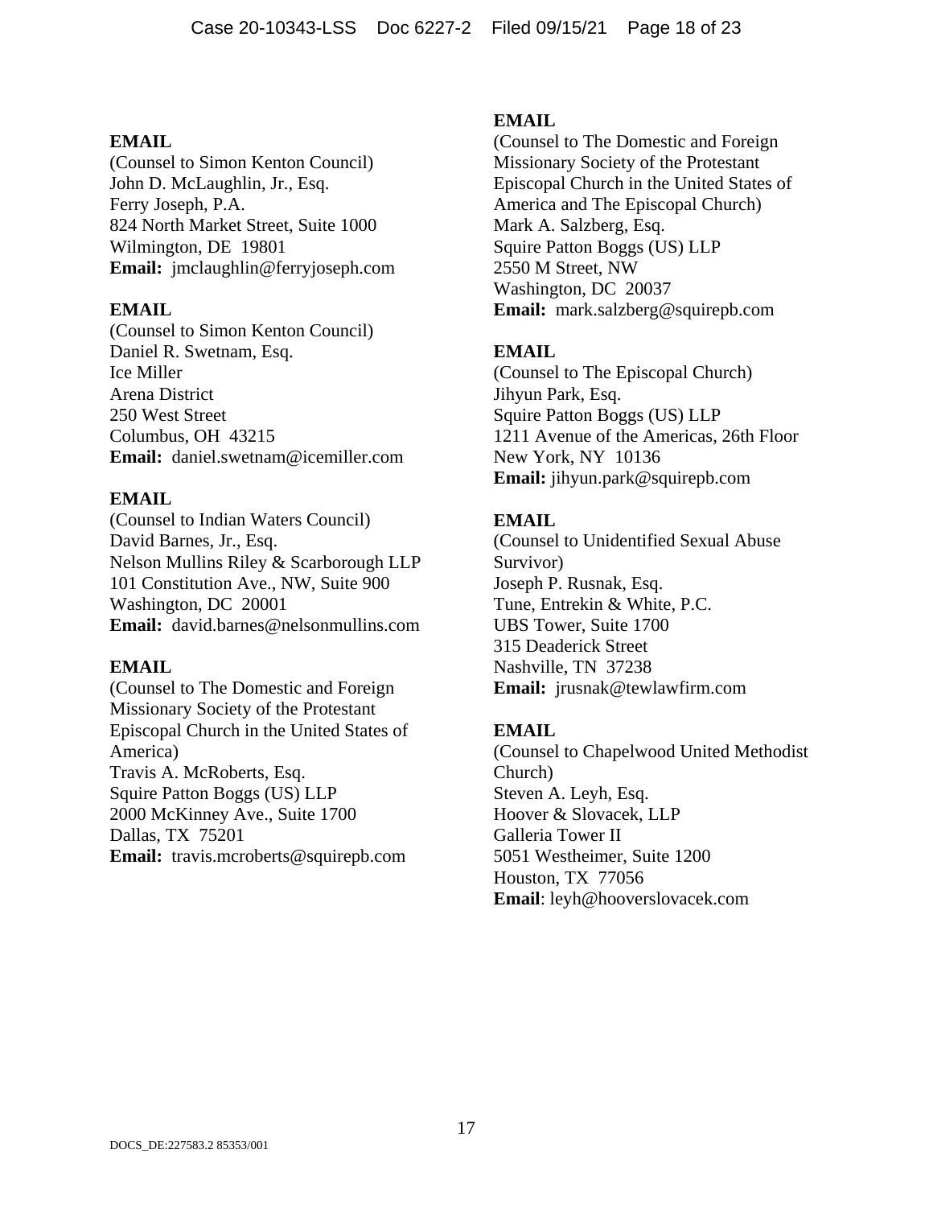**EMAIL**
(Counsel to Simon Kenton Council)
John D. McLaughlin, Jr., Esq.
Ferry Joseph, P.A.
824 North Market Street, Suite 1000
Wilmington, DE 19801
**Email:** jmclaughlin@ferryjoseph.com

**EMAIL**
(Counsel to Simon Kenton Council)
Daniel R. Swetnam, Esq.
Ice Miller
Arena District
250 West Street
Columbus, OH 43215
**Email:** daniel.swetnam@icemiller.com

**EMAIL**
(Counsel to Indian Waters Council)
David Barnes, Jr., Esq.
Nelson Mullins Riley & Scarborough LLP
101 Constitution Ave., NW, Suite 900
Washington, DC 20001
**Email:** david.barnes@nelsonmullins.com

**EMAIL**
(Counsel to The Domestic and Foreign Missionary Society of the Protestant Episcopal Church in the United States of America)
Travis A. McRoberts, Esq.
Squire Patton Boggs (US) LLP
2000 McKinney Ave., Suite 1700
Dallas, TX 75201
**Email:** travis.mcroberts@squirepb.com

**EMAIL**
(Counsel to The Domestic and Foreign Missionary Society of the Protestant Episcopal Church in the United States of America and The Episcopal Church)
Mark A. Salzberg, Esq.
Squire Patton Boggs (US) LLP
2550 M Street, NW
Washington, DC 20037
**Email:** mark.salzberg@squirepb.com

**EMAIL**
(Counsel to The Episcopal Church)
Jihyun Park, Esq.
Squire Patton Boggs (US) LLP
1211 Avenue of the Americas, 26th Floor
New York, NY 10136
**Email:** jihyun.park@squirepb.com

**EMAIL**
(Counsel to Unidentified Sexual Abuse Survivor)
Joseph P. Rusnak, Esq.
Tune, Entrekin & White, P.C.
UBS Tower, Suite 1700
315 Deaderick Street
Nashville, TN 37238
**Email:** jrusnak@tewlawfirm.com

**EMAIL**
(Counsel to Chapelwood United Methodist Church)
Steven A. Leyh, Esq.
Hoover & Slovacek, LLP
Galleria Tower II
5051 Westheimer, Suite 1200
Houston, TX 77056
**Email**: leyh@hooverslovacek.com

DOCS_DE:227583.2 85353/001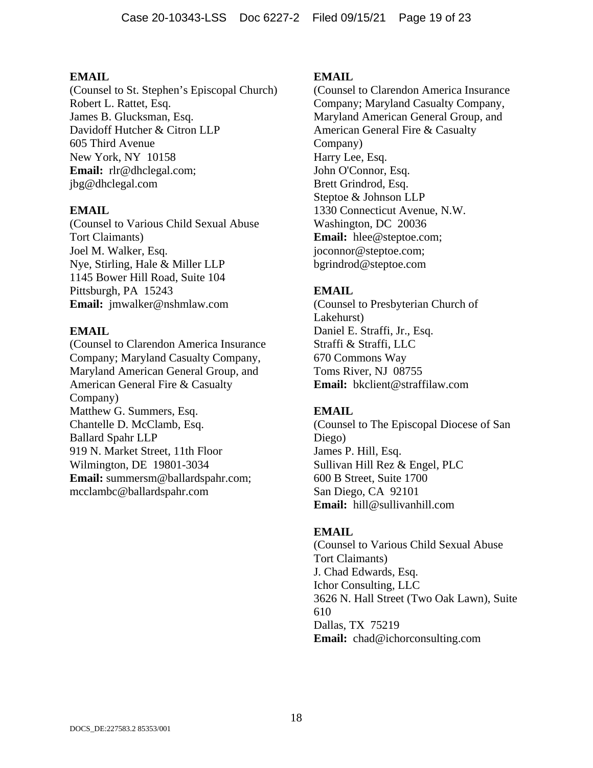**EMAIL**
(Counsel to St. Stephen's Episcopal Church)
Robert L. Rattet, Esq.
James B. Glucksman, Esq.
Davidoff Hutcher & Citron LLP
605 Third Avenue
New York, NY 10158
**Email:** rlr@dhclegal.com;
jbg@dhclegal.com

**EMAIL**
(Counsel to Various Child Sexual Abuse Tort Claimants)
Joel M. Walker, Esq.
Nye, Stirling, Hale & Miller LLP
1145 Bower Hill Road, Suite 104
Pittsburgh, PA 15243
**Email:** jmwalker@nshmlaw.com

**EMAIL**
(Counsel to Clarendon America Insurance Company; Maryland Casualty Company, Maryland American General Group, and American General Fire & Casualty Company)
Matthew G. Summers, Esq.
Chantelle D. McClamb, Esq.
Ballard Spahr LLP
919 N. Market Street, 11th Floor
Wilmington, DE 19801-3034
**Email:** summersm@ballardspahr.com;
mcclambc@ballardspahr.com

**EMAIL**
(Counsel to Clarendon America Insurance Company; Maryland Casualty Company, Maryland American General Group, and American General Fire & Casualty Company)
Harry Lee, Esq.
John O'Connor, Esq.
Brett Grindrod, Esq.
Steptoe & Johnson LLP
1330 Connecticut Avenue, N.W.
Washington, DC 20036
**Email:** hlee@steptoe.com;
joconnor@steptoe.com;
bgrindrod@steptoe.com

**EMAIL**
(Counsel to Presbyterian Church of Lakehurst)
Daniel E. Straffi, Jr., Esq.
Straffi & Straffi, LLC
670 Commons Way
Toms River, NJ 08755
**Email:** bkclient@straffilaw.com

**EMAIL**
(Counsel to The Episcopal Diocese of San Diego)
James P. Hill, Esq.
Sullivan Hill Rez & Engel, PLC
600 B Street, Suite 1700
San Diego, CA 92101
**Email:** hill@sullivanhill.com

**EMAIL**
(Counsel to Various Child Sexual Abuse Tort Claimants)
J. Chad Edwards, Esq.
Ichor Consulting, LLC
3626 N. Hall Street (Two Oak Lawn), Suite 610
Dallas, TX 75219
**Email:** chad@ichorconsulting.com

DOCS_DE:227583.2 85353/001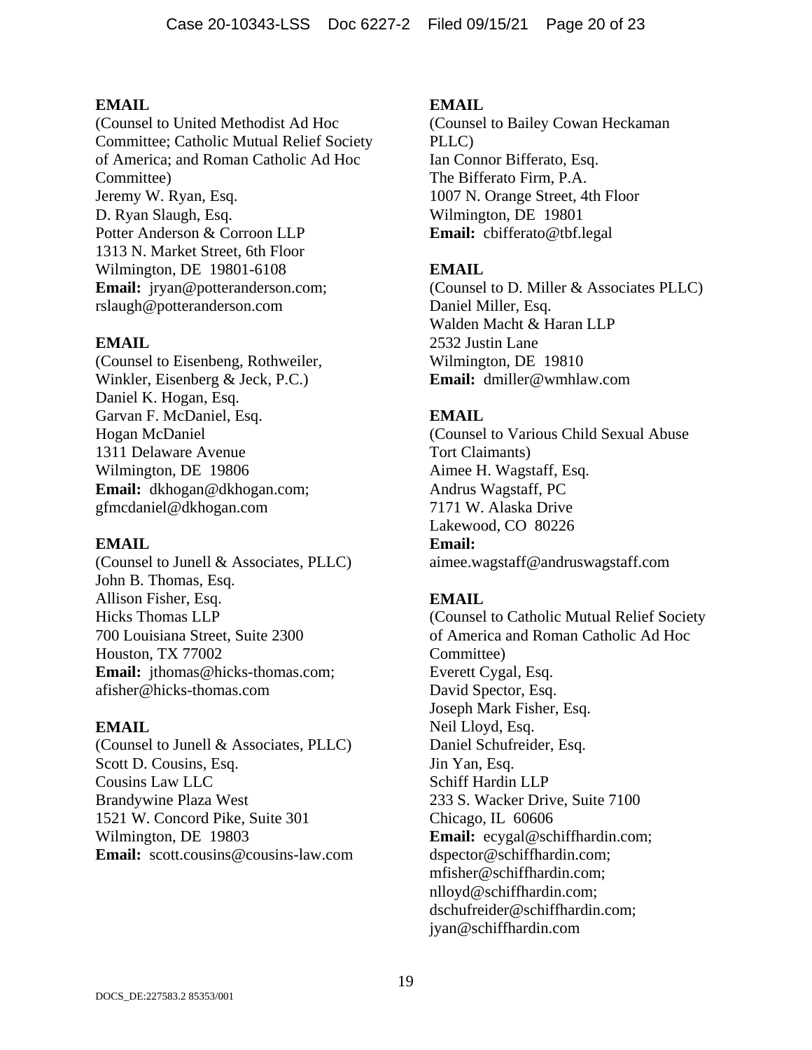**EMAIL**
(Counsel to United Methodist Ad Hoc Committee; Catholic Mutual Relief Society of America; and Roman Catholic Ad Hoc Committee)
Jeremy W. Ryan, Esq.
D. Ryan Slaugh, Esq.
Potter Anderson & Corroon LLP
1313 N. Market Street, 6th Floor
Wilmington, DE 19801-6108
**Email:** jryan@potteranderson.com; rslaugh@potteranderson.com

**EMAIL**
(Counsel to Eisenbeng, Rothweiler, Winkler, Eisenberg & Jeck, P.C.)
Daniel K. Hogan, Esq.
Garvan F. McDaniel, Esq.
Hogan McDaniel
1311 Delaware Avenue
Wilmington, DE 19806
**Email:** dkhogan@dkhogan.com; gfmcdaniel@dkhogan.com

**EMAIL**
(Counsel to Junell & Associates, PLLC)
John B. Thomas, Esq.
Allison Fisher, Esq.
Hicks Thomas LLP
700 Louisiana Street, Suite 2300
Houston, TX 77002
**Email:** jthomas@hicks-thomas.com; afisher@hicks-thomas.com

**EMAIL**
(Counsel to Junell & Associates, PLLC)
Scott D. Cousins, Esq.
Cousins Law LLC
Brandywine Plaza West
1521 W. Concord Pike, Suite 301
Wilmington, DE 19803
**Email:** scott.cousins@cousins-law.com

**EMAIL**
(Counsel to Bailey Cowan Heckaman PLLC)
Ian Connor Bifferato, Esq.
The Bifferato Firm, P.A.
1007 N. Orange Street, 4th Floor
Wilmington, DE 19801
**Email:** cbifferato@tbf.legal

**EMAIL**
(Counsel to D. Miller & Associates PLLC)
Daniel Miller, Esq.
Walden Macht & Haran LLP
2532 Justin Lane
Wilmington, DE 19810
**Email:** dmiller@wmhlaw.com

**EMAIL**
(Counsel to Various Child Sexual Abuse Tort Claimants)
Aimee H. Wagstaff, Esq.
Andrus Wagstaff, PC
7171 W. Alaska Drive
Lakewood, CO 80226
**Email:** aimee.wagstaff@andruswagstaff.com

**EMAIL**
(Counsel to Catholic Mutual Relief Society of America and Roman Catholic Ad Hoc Committee)
Everett Cygal, Esq.
David Spector, Esq.
Joseph Mark Fisher, Esq.
Neil Lloyd, Esq.
Daniel Schufreider, Esq.
Jin Yan, Esq.
Schiff Hardin LLP
233 S. Wacker Drive, Suite 7100
Chicago, IL 60606
**Email:** ecygal@schiffhardin.com; dspector@schiffhardin.com; mfisher@schiffhardin.com; nlloyd@schiffhardin.com; dschufreider@schiffhardin.com; jyan@schiffhardin.com

DOCS_DE:227583.2 85353/001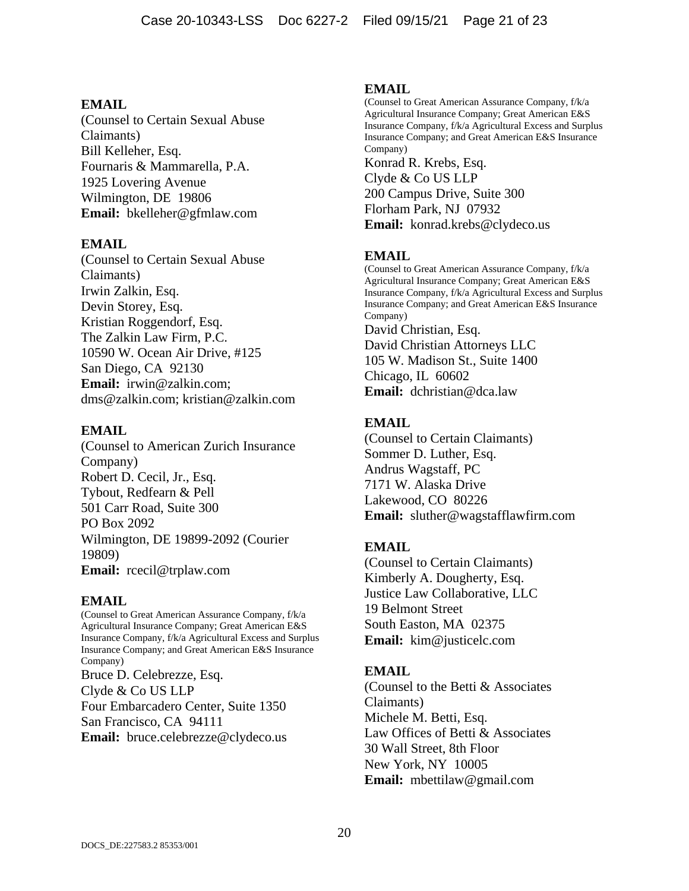**EMAIL**
(Counsel to Certain Sexual Abuse Claimants)
Bill Kelleher, Esq.
Fournaris & Mammarella, P.A.
1925 Lovering Avenue
Wilmington, DE 19806
**Email:** bkelleher@gfmlaw.com

**EMAIL**
(Counsel to Certain Sexual Abuse Claimants)
Irwin Zalkin, Esq.
Devin Storey, Esq.
Kristian Roggendorf, Esq.
The Zalkin Law Firm, P.C.
10590 W. Ocean Air Drive, #125
San Diego, CA 92130
**Email:** irwin@zalkin.com; dms@zalkin.com; kristian@zalkin.com

**EMAIL**
(Counsel to American Zurich Insurance Company)
Robert D. Cecil, Jr., Esq.
Tybout, Redfearn & Pell
501 Carr Road, Suite 300
PO Box 2092
Wilmington, DE 19899-2092 (Courier 19809)
**Email:** rcecil@trplaw.com

**EMAIL**
(Counsel to Great American Assurance Company, f/k/a Agricultural Insurance Company; Great American E&S Insurance Company, f/k/a Agricultural Excess and Surplus Insurance Company; and Great American E&S Insurance Company)
Bruce D. Celebrezze, Esq.
Clyde & Co US LLP
Four Embarcadero Center, Suite 1350
San Francisco, CA 94111
**Email:** bruce.celebrezze@clydeco.us

**EMAIL**
(Counsel to Great American Assurance Company, f/k/a Agricultural Insurance Company; Great American E&S Insurance Company, f/k/a Agricultural Excess and Surplus Insurance Company; and Great American E&S Insurance Company)
Konrad R. Krebs, Esq.
Clyde & Co US LLP
200 Campus Drive, Suite 300
Florham Park, NJ 07932
**Email:** konrad.krebs@clydeco.us

**EMAIL**
(Counsel to Great American Assurance Company, f/k/a Agricultural Insurance Company; Great American E&S Insurance Company, f/k/a Agricultural Excess and Surplus Insurance Company; and Great American E&S Insurance Company)
David Christian, Esq.
David Christian Attorneys LLC
105 W. Madison St., Suite 1400
Chicago, IL 60602
**Email:** dchristian@dca.law

**EMAIL**
(Counsel to Certain Claimants)
Sommer D. Luther, Esq.
Andrus Wagstaff, PC
7171 W. Alaska Drive
Lakewood, CO 80226
**Email:** sluther@wagstafflawfirm.com

**EMAIL**
(Counsel to Certain Claimants)
Kimberly A. Dougherty, Esq.
Justice Law Collaborative, LLC
19 Belmont Street
South Easton, MA 02375
**Email:** kim@justicelc.com

**EMAIL**
(Counsel to the Betti & Associates Claimants)
Michele M. Betti, Esq.
Law Offices of Betti & Associates
30 Wall Street, 8th Floor
New York, NY 10005
**Email:** mbettilaw@gmail.com

DOCS_DE:227583.2 85353/001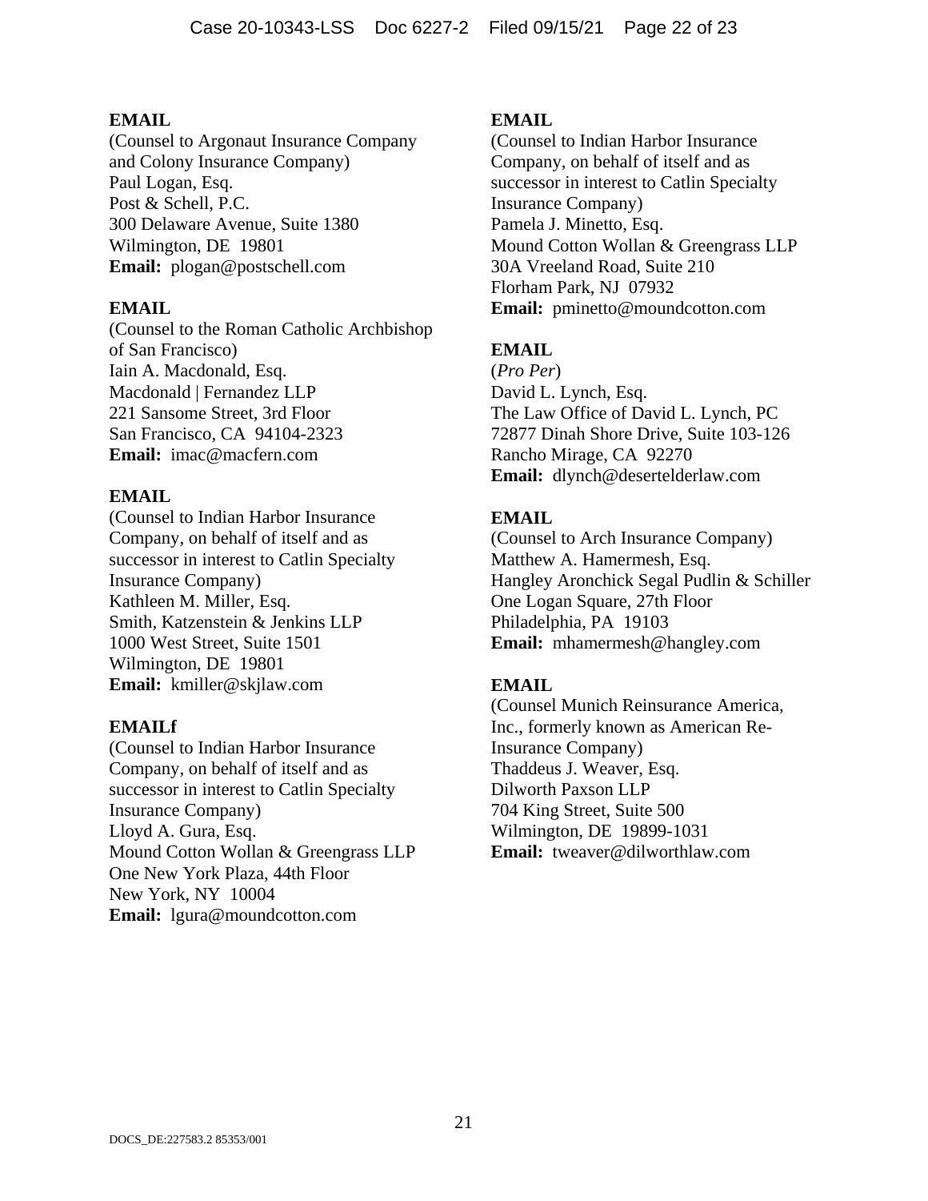**EMAIL**
(Counsel to Argonaut Insurance Company and Colony Insurance Company)
Paul Logan, Esq.
Post & Schell, P.C.
300 Delaware Avenue, Suite 1380
Wilmington, DE 19801
**Email:** plogan@postschell.com

**EMAIL**
(Counsel to the Roman Catholic Archbishop of San Francisco)
Iain A. Macdonald, Esq.
Macdonald | Fernandez LLP
221 Sansome Street, 3rd Floor
San Francisco, CA 94104-2323
**Email:** imac@macfern.com

**EMAIL**
(Counsel to Indian Harbor Insurance Company, on behalf of itself and as successor in interest to Catlin Specialty Insurance Company)
Kathleen M. Miller, Esq.
Smith, Katzenstein & Jenkins LLP
1000 West Street, Suite 1501
Wilmington, DE 19801
**Email:** kmiller@skjlaw.com

**EMAILf**
(Counsel to Indian Harbor Insurance Company, on behalf of itself and as successor in interest to Catlin Specialty Insurance Company)
Lloyd A. Gura, Esq.
Mound Cotton Wollan & Greengrass LLP
One New York Plaza, 44th Floor
New York, NY 10004
**Email:** lgura@moundcotton.com

**EMAIL**
(Counsel to Indian Harbor Insurance Company, on behalf of itself and as successor in interest to Catlin Specialty Insurance Company)
Pamela J. Minetto, Esq.
Mound Cotton Wollan & Greengrass LLP
30A Vreeland Road, Suite 210
Florham Park, NJ 07932
**Email:** pminetto@moundcotton.com

**EMAIL**
(*Pro Per*)
David L. Lynch, Esq.
The Law Office of David L. Lynch, PC
72877 Dinah Shore Drive, Suite 103-126
Rancho Mirage, CA 92270
**Email:** dlynch@desertelderlaw.com

**EMAIL**
(Counsel to Arch Insurance Company)
Matthew A. Hamermesh, Esq.
Hangley Aronchick Segal Pudlin & Schiller
One Logan Square, 27th Floor
Philadelphia, PA 19103
**Email:** mhamermesh@hangley.com

**EMAIL**
(Counsel Munich Reinsurance America, Inc., formerly known as American Re-Insurance Company)
Thaddeus J. Weaver, Esq.
Dilworth Paxson LLP
704 King Street, Suite 500
Wilmington, DE 19899-1031
**Email:** tweaver@dilworthlaw.com

DOCS_DE:227583.2 85353/001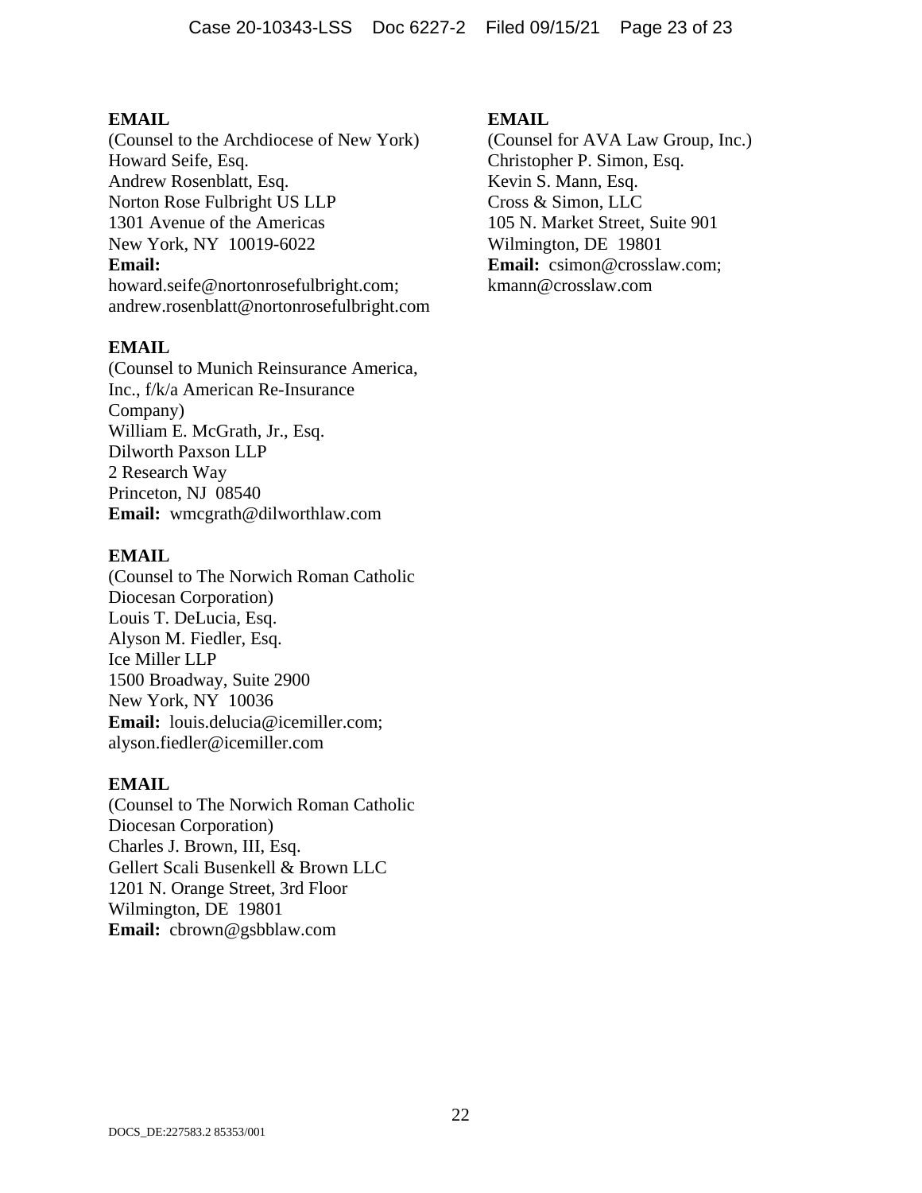**EMAIL**
(Counsel to the Archdiocese of New York)
Howard Seife, Esq.
Andrew Rosenblatt, Esq.
Norton Rose Fulbright US LLP
1301 Avenue of the Americas
New York, NY 10019-6022
**Email:**
howard.seife@nortonrosefulbright.com;
andrew.rosenblatt@nortonrosefulbright.com

**EMAIL**
(Counsel to Munich Reinsurance America, Inc., f/k/a American Re-Insurance Company)
William E. McGrath, Jr., Esq.
Dilworth Paxson LLP
2 Research Way
Princeton, NJ 08540
**Email:** wmcgrath@dilworthlaw.com

**EMAIL**
(Counsel to The Norwich Roman Catholic Diocesan Corporation)
Louis T. DeLucia, Esq.
Alyson M. Fiedler, Esq.
Ice Miller LLP
1500 Broadway, Suite 2900
New York, NY 10036
**Email:** louis.delucia@icemiller.com;
alyson.fiedler@icemiller.com

**EMAIL**
(Counsel to The Norwich Roman Catholic Diocesan Corporation)
Charles J. Brown, III, Esq.
Gellert Scali Busenkell & Brown LLC
1201 N. Orange Street, 3rd Floor
Wilmington, DE 19801
**Email:** cbrown@gsbblaw.com

**EMAIL**
(Counsel for AVA Law Group, Inc.)
Christopher P. Simon, Esq.
Kevin S. Mann, Esq.
Cross & Simon, LLC
105 N. Market Street, Suite 901
Wilmington, DE 19801
**Email:** csimon@crosslaw.com;
kmann@crosslaw.com

DOCS_DE:227583.2 85353/001